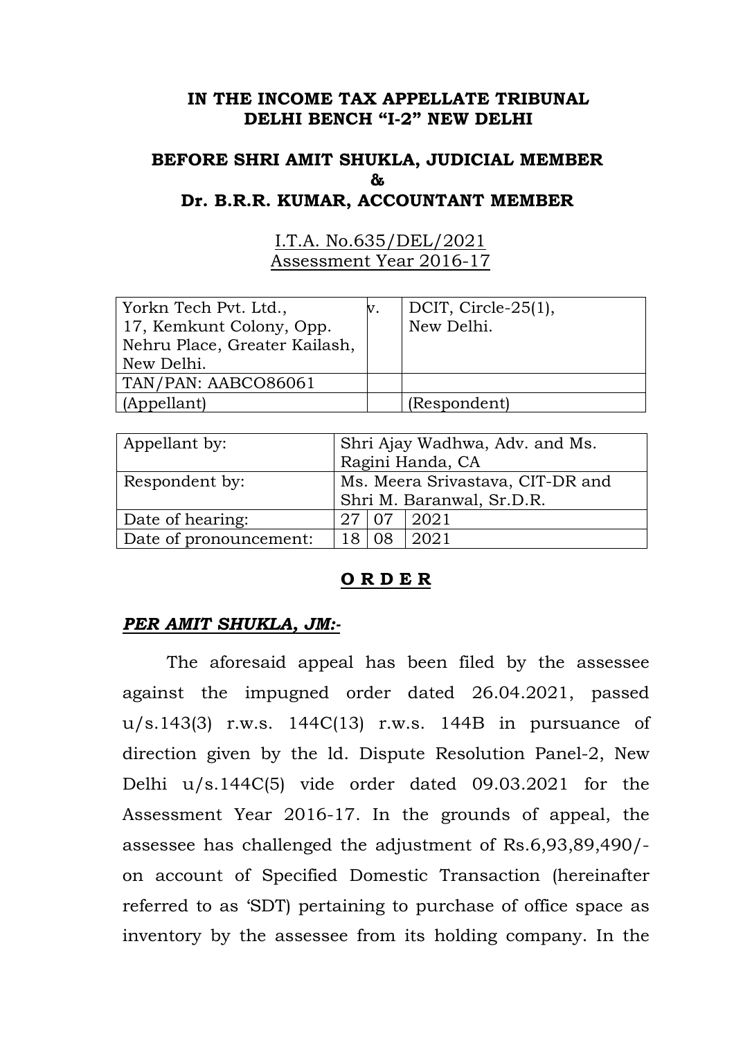**IN THE INCOME TAX APPELLATE TRIBUNAL**
**DELHI BENCH "I-2" NEW DELHI**

**BEFORE SHRI AMIT SHUKLA, JUDICIAL MEMBER**
**&**
**Dr. B.R.R. KUMAR, ACCOUNTANT MEMBER**

I.T.A. No.635/DEL/2021
Assessment Year 2016-17

| | | |
|---|---|---|
| Yorkn Tech Pvt. Ltd., 17, Kemkunt Colony, Opp. Nehru Place, Greater Kailash, New Delhi. | v. | DCIT, Circle-25(1), New Delhi. |
| TAN/PAN: AABCO86061 | | |
| (Appellant) | | (Respondent) |

| | | | |
|---|---|---|---|
| Appellant by: | Shri Ajay Wadhwa, Adv. and Ms. Ragini Handa, CA | | |
| Respondent by: | Ms. Meera Srivastava, CIT-DR and Shri M. Baranwal, Sr.D.R. | | |
| Date of hearing: | 27 | 07 | 2021 |
| Date of pronouncement: | 18 | 08 | 2021 |

**O R D E R**

***PER AMIT SHUKLA, JM:-***

The aforesaid appeal has been filed by the assessee against the impugned order dated 26.04.2021, passed u/s.143(3) r.w.s. 144C(13) r.w.s. 144B in pursuance of direction given by the ld. Dispute Resolution Panel-2, New Delhi u/s.144C(5) vide order dated 09.03.2021 for the Assessment Year 2016-17. In the grounds of appeal, the assessee has challenged the adjustment of Rs.6,93,89,490/- on account of Specified Domestic Transaction (hereinafter referred to as 'SDT) pertaining to purchase of office space as inventory by the assessee from its holding company. In the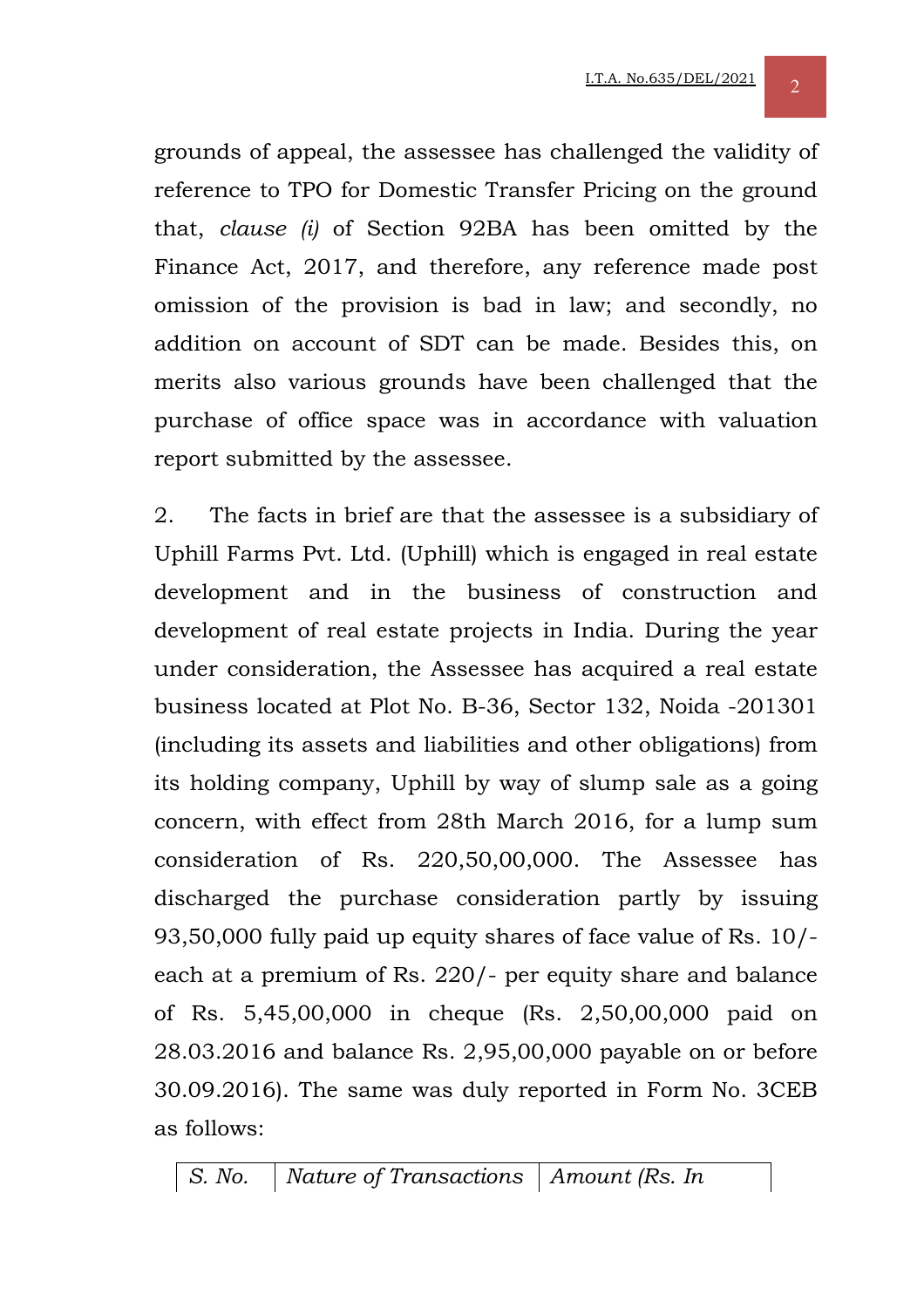grounds of appeal, the assessee has challenged the validity of reference to TPO for Domestic Transfer Pricing on the ground that, *clause (i)* of Section 92BA has been omitted by the Finance Act, 2017, and therefore, any reference made post omission of the provision is bad in law; and secondly, no addition on account of SDT can be made. Besides this, on merits also various grounds have been challenged that the purchase of office space was in accordance with valuation report submitted by the assessee.

2. The facts in brief are that the assessee is a subsidiary of Uphill Farms Pvt. Ltd. (Uphill) which is engaged in real estate development and in the business of construction and development of real estate projects in India. During the year under consideration, the Assessee has acquired a real estate business located at Plot No. B-36, Sector 132, Noida -201301 (including its assets and liabilities and other obligations) from its holding company, Uphill by way of slump sale as a going concern, with effect from 28th March 2016, for a lump sum consideration of Rs. 220,50,00,000. The Assessee has discharged the purchase consideration partly by issuing 93,50,000 fully paid up equity shares of face value of Rs. 10/- each at a premium of Rs. 220/- per equity share and balance of Rs. 5,45,00,000 in cheque (Rs. 2,50,00,000 paid on 28.03.2016 and balance Rs. 2,95,00,000 payable on or before 30.09.2016). The same was duly reported in Form No. 3CEB as follows:

| *S. No.* | *Nature of Transactions* | *Amount (Rs. In* |
|---|---|---|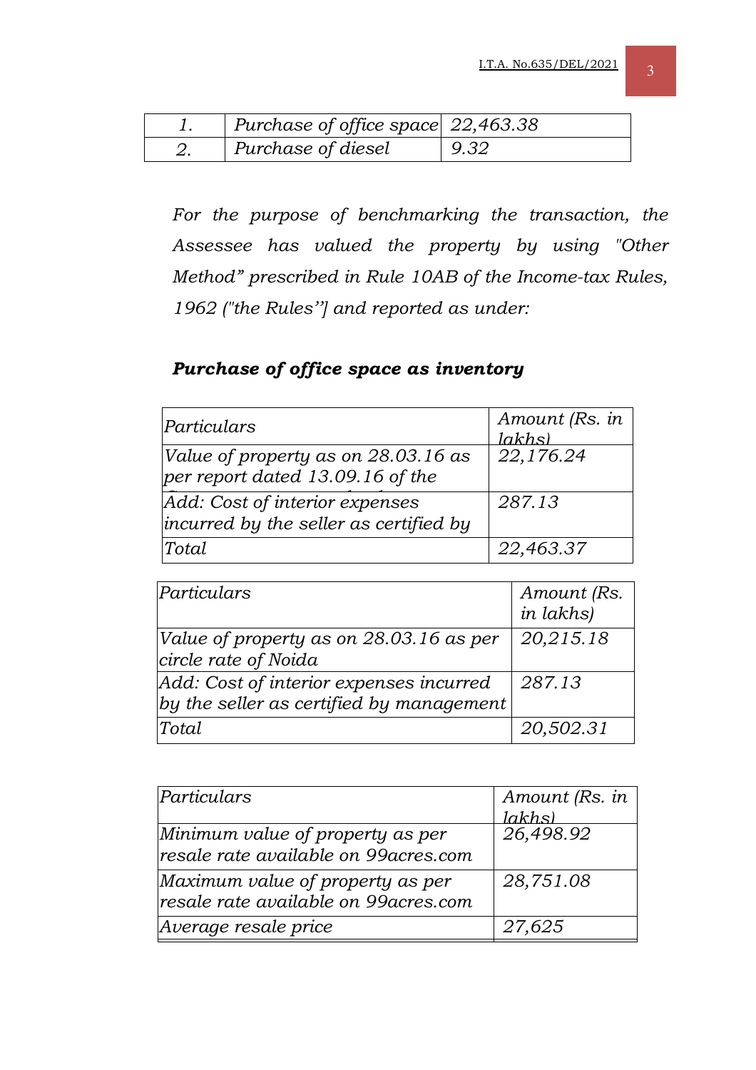| 1. | Purchase of office space | 22,463.38 |
|---|---|---|
| 2. | Purchase of diesel | 9.32 |

*For the purpose of benchmarking the transaction, the Assessee has valued the property by using "Other Method" prescribed in Rule 10AB of the Income-tax Rules, 1962 ("the Rules"] and reported as under:*

***Purchase of office space as inventory***

| *Particulars* | *Amount (Rs. in lakhs)* |
|---|---|
| *Value of property as on 28.03.16 as per report dated 13.09.16 of the* | *22,176.24* |
| *Add: Cost of interior expenses incurred by the seller as certified by* | *287.13* |
| *Total* | *22,463.37* |

| *Particulars* | *Amount (Rs. in lakhs)* |
|---|---|
| *Value of property as on 28.03.16 as per circle rate of Noida* | *20,215.18* |
| *Add: Cost of interior expenses incurred by the seller as certified by management* | *287.13* |
| *Total* | *20,502.31* |

| *Particulars* | *Amount (Rs. in lakhs)* |
|---|---|
| *Minimum value of property as per resale rate available on 99acres.com* | *26,498.92* |
| *Maximum value of property as per resale rate available on 99acres.com* | *28,751.08* |
| *Average resale price* | *27,625* |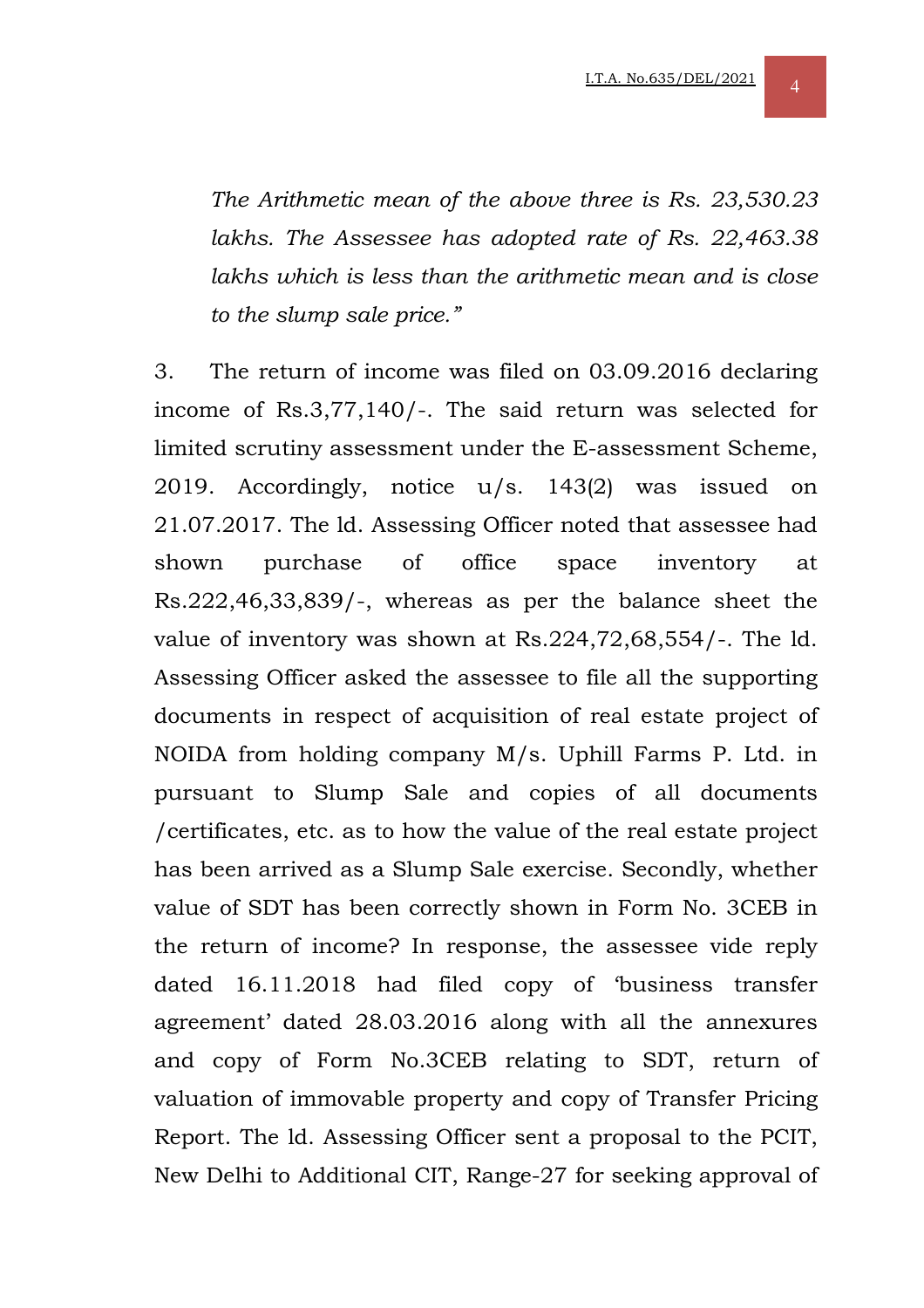*The Arithmetic mean of the above three is Rs. 23,530.23 lakhs. The Assessee has adopted rate of Rs. 22,463.38 lakhs which is less than the arithmetic mean and is close to the slump sale price."*

3. The return of income was filed on 03.09.2016 declaring income of Rs.3,77,140/-. The said return was selected for limited scrutiny assessment under the E-assessment Scheme, 2019. Accordingly, notice u/s. 143(2) was issued on 21.07.2017. The ld. Assessing Officer noted that assessee had shown purchase of office space inventory at Rs.222,46,33,839/-, whereas as per the balance sheet the value of inventory was shown at Rs.224,72,68,554/-. The ld. Assessing Officer asked the assessee to file all the supporting documents in respect of acquisition of real estate project of NOIDA from holding company M/s. Uphill Farms P. Ltd. in pursuant to Slump Sale and copies of all documents /certificates, etc. as to how the value of the real estate project has been arrived as a Slump Sale exercise. Secondly, whether value of SDT has been correctly shown in Form No. 3CEB in the return of income? In response, the assessee vide reply dated 16.11.2018 had filed copy of 'business transfer agreement' dated 28.03.2016 along with all the annexures and copy of Form No.3CEB relating to SDT, return of valuation of immovable property and copy of Transfer Pricing Report. The ld. Assessing Officer sent a proposal to the PCIT, New Delhi to Additional CIT, Range-27 for seeking approval of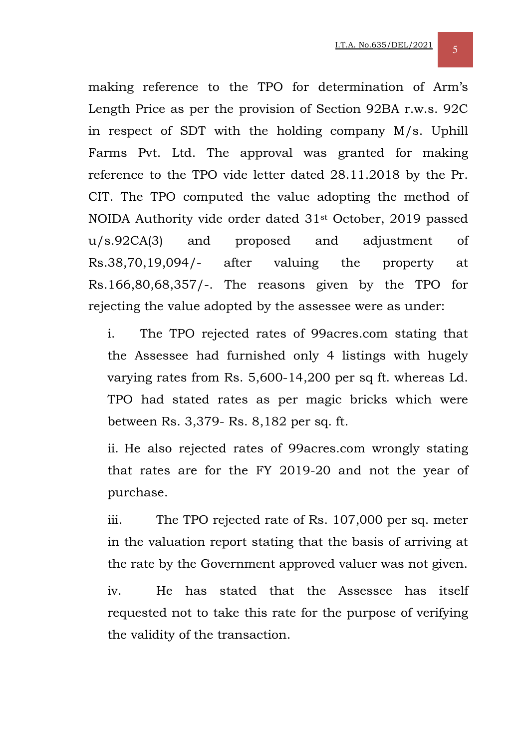making reference to the TPO for determination of Arm's Length Price as per the provision of Section 92BA r.w.s. 92C in respect of SDT with the holding company M/s. Uphill Farms Pvt. Ltd. The approval was granted for making reference to the TPO vide letter dated 28.11.2018 by the Pr. CIT. The TPO computed the value adopting the method of NOIDA Authority vide order dated 31st October, 2019 passed u/s.92CA(3) and proposed and adjustment of Rs.38,70,19,094/- after valuing the property at Rs.166,80,68,357/-. The reasons given by the TPO for rejecting the value adopted by the assessee were as under:

i. The TPO rejected rates of 99acres.com stating that the Assessee had furnished only 4 listings with hugely varying rates from Rs. 5,600-14,200 per sq ft. whereas Ld. TPO had stated rates as per magic bricks which were between Rs. 3,379- Rs. 8,182 per sq. ft.

ii. He also rejected rates of 99acres.com wrongly stating that rates are for the FY 2019-20 and not the year of purchase.

iii. The TPO rejected rate of Rs. 107,000 per sq. meter in the valuation report stating that the basis of arriving at the rate by the Government approved valuer was not given.

iv. He has stated that the Assessee has itself requested not to take this rate for the purpose of verifying the validity of the transaction.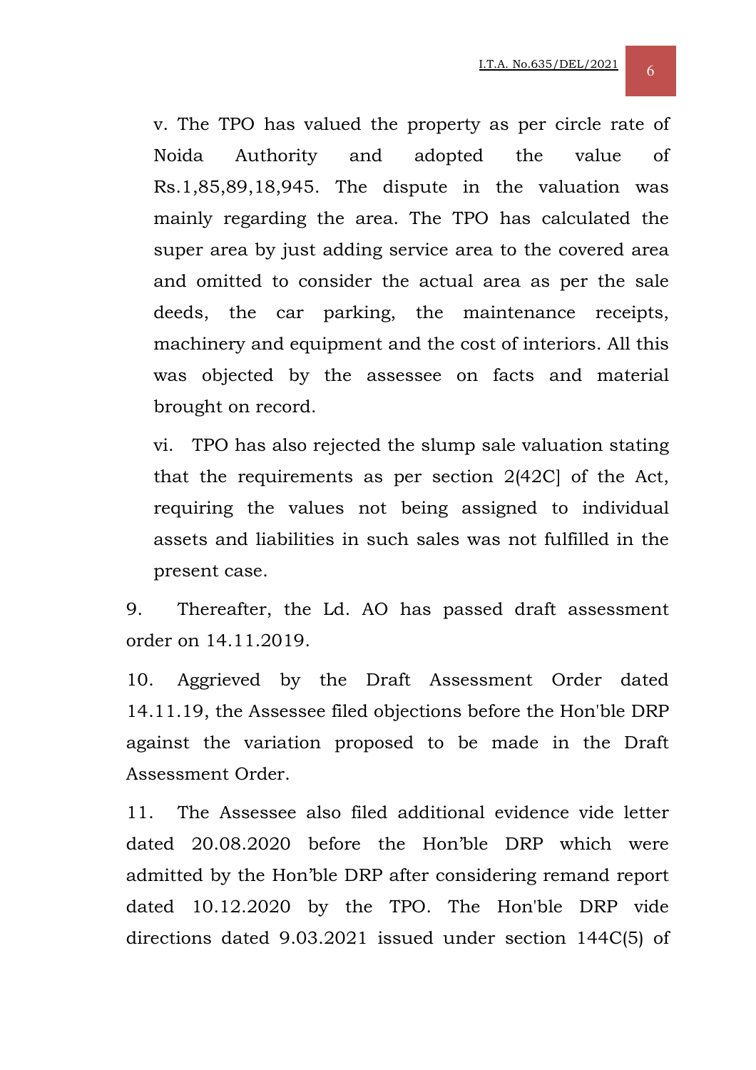v. The TPO has valued the property as per circle rate of Noida Authority and adopted the value of Rs.1,85,89,18,945. The dispute in the valuation was mainly regarding the area. The TPO has calculated the super area by just adding service area to the covered area and omitted to consider the actual area as per the sale deeds, the car parking, the maintenance receipts, machinery and equipment and the cost of interiors. All this was objected by the assessee on facts and material brought on record.

vi. TPO has also rejected the slump sale valuation stating that the requirements as per section 2(42C] of the Act, requiring the values not being assigned to individual assets and liabilities in such sales was not fulfilled in the present case.

9. Thereafter, the Ld. AO has passed draft assessment order on 14.11.2019.

10. Aggrieved by the Draft Assessment Order dated 14.11.19, the Assessee filed objections before the Hon'ble DRP against the variation proposed to be made in the Draft Assessment Order.

11. The Assessee also filed additional evidence vide letter dated 20.08.2020 before the Hon'ble DRP which were admitted by the Hon'ble DRP after considering remand report dated 10.12.2020 by the TPO. The Hon'ble DRP vide directions dated 9.03.2021 issued under section 144C(5) of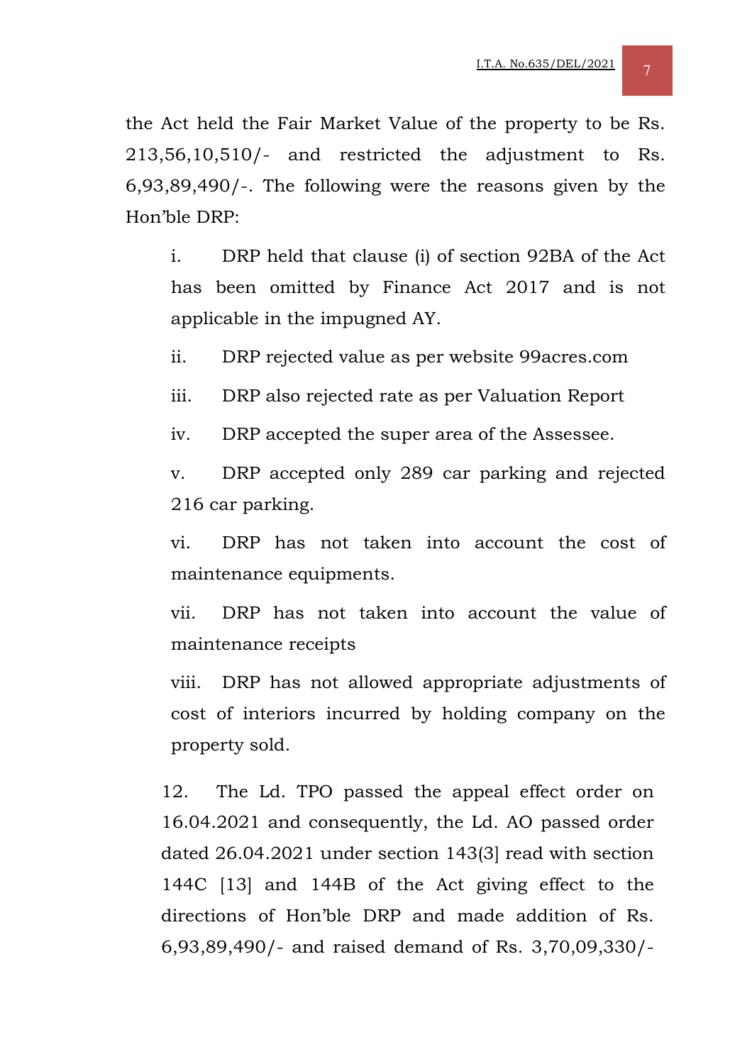the Act held the Fair Market Value of the property to be Rs. 213,56,10,510/- and restricted the adjustment to Rs. 6,93,89,490/-. The following were the reasons given by the Hon'ble DRP:

i. DRP held that clause (i) of section 92BA of the Act has been omitted by Finance Act 2017 and is not applicable in the impugned AY.

ii. DRP rejected value as per website 99acres.com

iii. DRP also rejected rate as per Valuation Report

iv. DRP accepted the super area of the Assessee.

v. DRP accepted only 289 car parking and rejected 216 car parking.

vi. DRP has not taken into account the cost of maintenance equipments.

vii. DRP has not taken into account the value of maintenance receipts

viii. DRP has not allowed appropriate adjustments of cost of interiors incurred by holding company on the property sold.

12. The Ld. TPO passed the appeal effect order on 16.04.2021 and consequently, the Ld. AO passed order dated 26.04.2021 under section 143(3] read with section 144C [13] and 144B of the Act giving effect to the directions of Hon'ble DRP and made addition of Rs. 6,93,89,490/- and raised demand of Rs. 3,70,09,330/-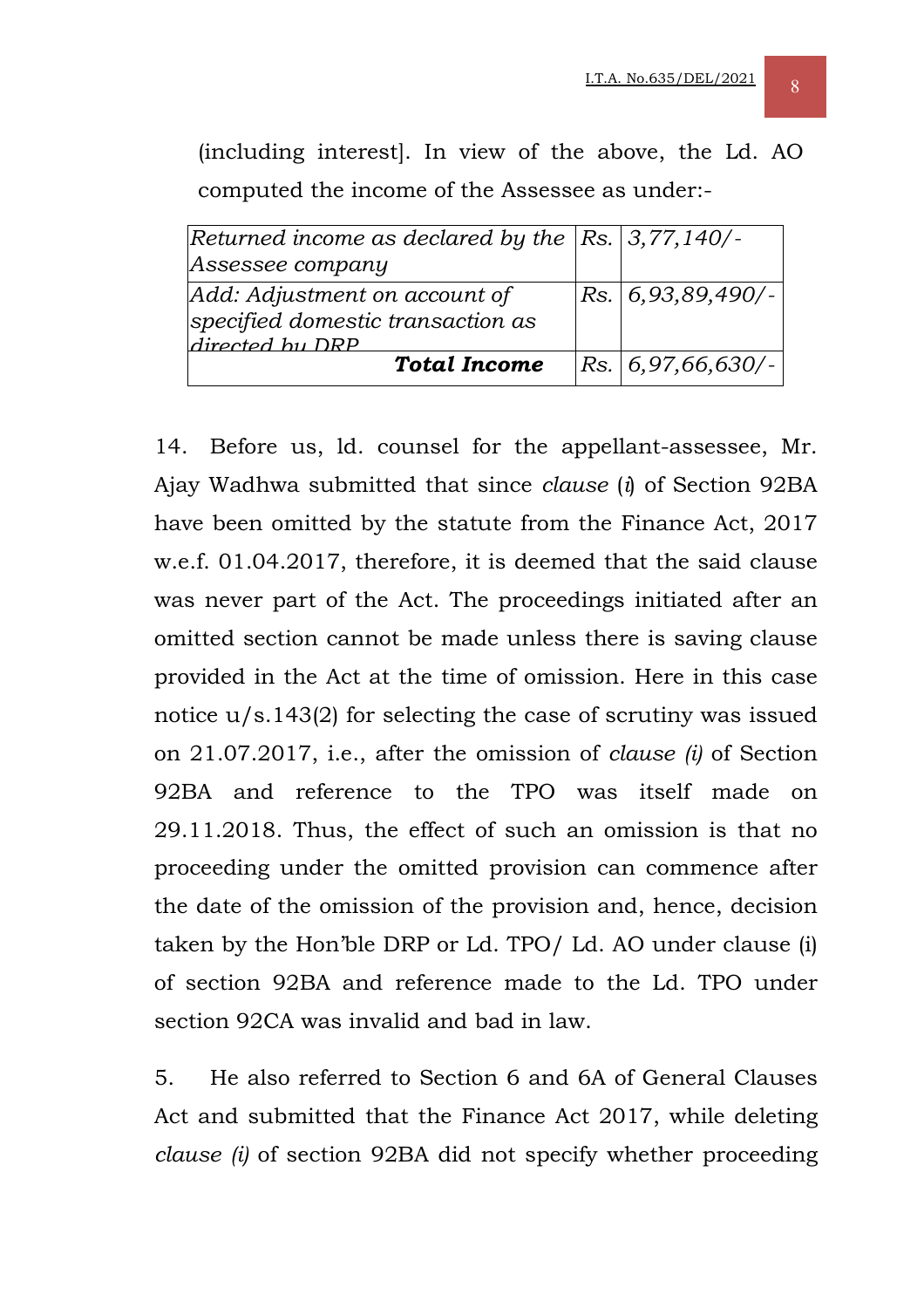(including interest]. In view of the above, the Ld. AO computed the income of the Assessee as under:-

| | | |
|---|---|---|
| *Returned income as declared by the Assessee company* | *Rs.* | *3,77,140/-* |
| *Add: Adjustment on account of specified domestic transaction as directed by DRP* | *Rs.* | *6,93,89,490/-* |
| ***Total Income*** | *Rs.* | *6,97,66,630/-* |

14. Before us, ld. counsel for the appellant-assessee, Mr. Ajay Wadhwa submitted that since *clause* (*i*) of Section 92BA have been omitted by the statute from the Finance Act, 2017 w.e.f. 01.04.2017, therefore, it is deemed that the said clause was never part of the Act. The proceedings initiated after an omitted section cannot be made unless there is saving clause provided in the Act at the time of omission. Here in this case notice u/s.143(2) for selecting the case of scrutiny was issued on 21.07.2017, i.e., after the omission of *clause (i)* of Section 92BA and reference to the TPO was itself made on 29.11.2018. Thus, the effect of such an omission is that no proceeding under the omitted provision can commence after the date of the omission of the provision and, hence, decision taken by the Hon'ble DRP or Ld. TPO/ Ld. AO under clause (i) of section 92BA and reference made to the Ld. TPO under section 92CA was invalid and bad in law.

5. He also referred to Section 6 and 6A of General Clauses Act and submitted that the Finance Act 2017, while deleting *clause (i)* of section 92BA did not specify whether proceeding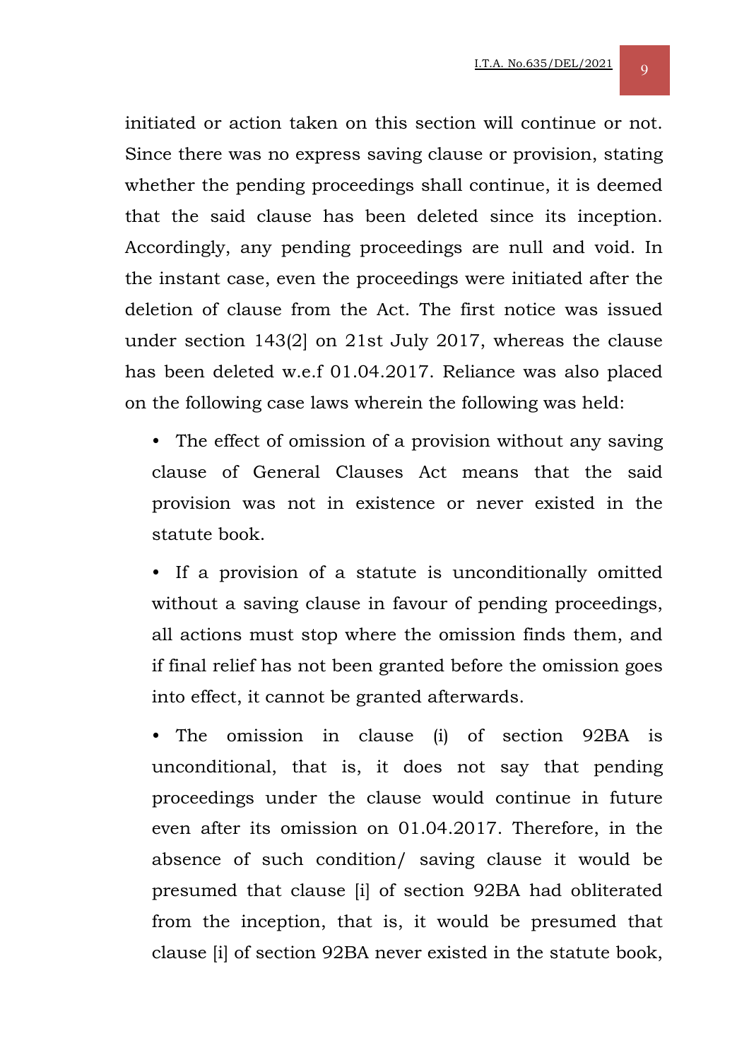initiated or action taken on this section will continue or not. Since there was no express saving clause or provision, stating whether the pending proceedings shall continue, it is deemed that the said clause has been deleted since its inception. Accordingly, any pending proceedings are null and void. In the instant case, even the proceedings were initiated after the deletion of clause from the Act. The first notice was issued under section 143[2] on 21st July 2017, whereas the clause has been deleted w.e.f 01.04.2017. Reliance was also placed on the following case laws wherein the following was held:

- The effect of omission of a provision without any saving clause of General Clauses Act means that the said provision was not in existence or never existed in the statute book.

- If a provision of a statute is unconditionally omitted without a saving clause in favour of pending proceedings, all actions must stop where the omission finds them, and if final relief has not been granted before the omission goes into effect, it cannot be granted afterwards.

- The omission in clause (i) of section 92BA is unconditional, that is, it does not say that pending proceedings under the clause would continue in future even after its omission on 01.04.2017. Therefore, in the absence of such condition/ saving clause it would be presumed that clause [i] of section 92BA had obliterated from the inception, that is, it would be presumed that clause [i] of section 92BA never existed in the statute book,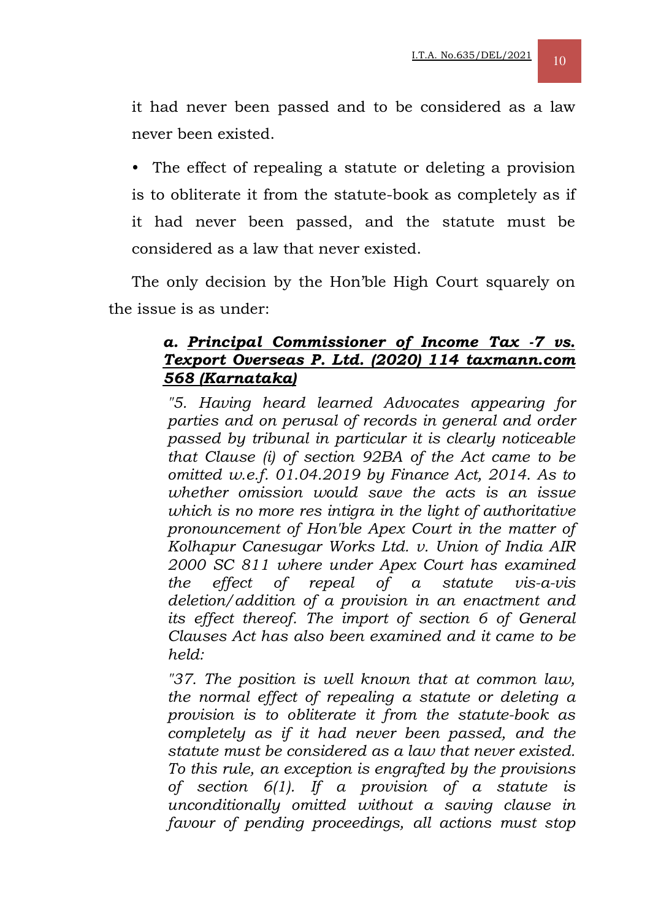it had never been passed and to be considered as a law never been existed.

- The effect of repealing a statute or deleting a provision is to obliterate it from the statute-book as completely as if it had never been passed, and the statute must be considered as a law that never existed.

The only decision by the Hon'ble High Court squarely on the issue is as under:

> ***a. <u>Principal Commissioner of Income Tax -7 vs. Texport Overseas P. Ltd. (2020) 114 taxmann.com 568 (Karnataka)</u>***
>
> *"5. Having heard learned Advocates appearing for parties and on perusal of records in general and order passed by tribunal in particular it is clearly noticeable that Clause (i) of section 92BA of the Act came to be omitted w.e.f. 01.04.2019 by Finance Act, 2014. As to whether omission would save the acts is an issue which is no more res intigra in the light of authoritative pronouncement of Hon'ble Apex Court in the matter of Kolhapur Canesugar Works Ltd. v. Union of India AIR 2000 SC 811 where under Apex Court has examined the effect of repeal of a statute vis-a-vis deletion/addition of a provision in an enactment and its effect thereof. The import of section 6 of General Clauses Act has also been examined and it came to be held:*
>
> *"37. The position is well known that at common law, the normal effect of repealing a statute or deleting a provision is to obliterate it from the statute-book as completely as if it had never been passed, and the statute must be considered as a law that never existed. To this rule, an exception is engrafted by the provisions of section 6(1). If a provision of a statute is unconditionally omitted without a saving clause in favour of pending proceedings, all actions must stop*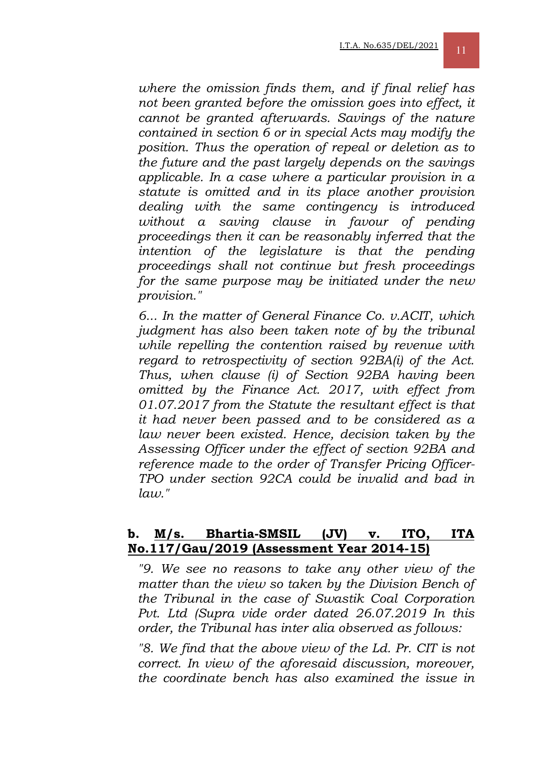*where the omission finds them, and if final relief has not been granted before the omission goes into effect, it cannot be granted afterwards. Savings of the nature contained in section 6 or in special Acts may modify the position. Thus the operation of repeal or deletion as to the future and the past largely depends on the savings applicable. In a case where a particular provision in a statute is omitted and in its place another provision dealing with the same contingency is introduced without a saving clause in favour of pending proceedings then it can be reasonably inferred that the intention of the legislature is that the pending proceedings shall not continue but fresh proceedings for the same purpose may be initiated under the new provision."*

*6... In the matter of General Finance Co. v.ACIT, which judgment has also been taken note of by the tribunal while repelling the contention raised by revenue with regard to retrospectivity of section 92BA(i) of the Act. Thus, when clause (i) of Section 92BA having been omitted by the Finance Act. 2017, with effect from 01.07.2017 from the Statute the resultant effect is that it had never been passed and to be considered as a law never been existed. Hence, decision taken by the Assessing Officer under the effect of section 92BA and reference made to the order of Transfer Pricing Officer-TPO under section 92CA could be invalid and bad in law."*

**b. <u>M/s. Bhartia-SMSIL (JV) v. ITO, ITA No.117/Gau/2019 (Assessment Year 2014-15)</u>**

*"9. We see no reasons to take any other view of the matter than the view so taken by the Division Bench of the Tribunal in the case of Swastik Coal Corporation Pvt. Ltd (Supra vide order dated 26.07.2019 In this order, the Tribunal has inter alia observed as follows:*

*"8. We find that the above view of the Ld. Pr. CIT is not correct. In view of the aforesaid discussion, moreover, the coordinate bench has also examined the issue in*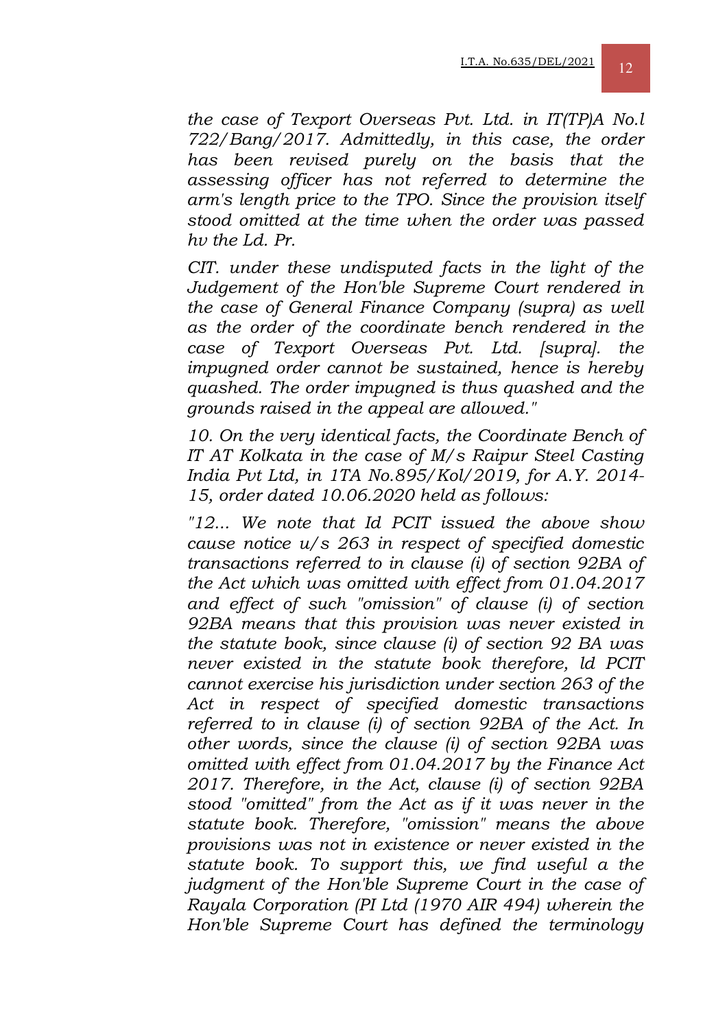*the case of Texport Overseas Pvt. Ltd. in IT(TP)A No.l 722/Bang/2017. Admittedly, in this case, the order has been revised purely on the basis that the assessing officer has not referred to determine the arm's length price to the TPO. Since the provision itself stood omitted at the time when the order was passed hv the Ld. Pr.*

*CIT. under these undisputed facts in the light of the Judgement of the Hon'ble Supreme Court rendered in the case of General Finance Company (supra) as well as the order of the coordinate bench rendered in the case of Texport Overseas Pvt. Ltd. [supra]. the impugned order cannot be sustained, hence is hereby quashed. The order impugned is thus quashed and the grounds raised in the appeal are allowed."*

*10. On the very identical facts, the Coordinate Bench of IT AT Kolkata in the case of M/s Raipur Steel Casting India Pvt Ltd, in 1TA No.895/Kol/2019, for A.Y. 2014-15, order dated 10.06.2020 held as follows:*

*"12... We note that Id PCIT issued the above show cause notice u/s 263 in respect of specified domestic transactions referred to in clause (i) of section 92BA of the Act which was omitted with effect from 01.04.2017 and effect of such "omission" of clause (i) of section 92BA means that this provision was never existed in the statute book, since clause (i) of section 92 BA was never existed in the statute book therefore, ld PCIT cannot exercise his jurisdiction under section 263 of the Act in respect of specified domestic transactions referred to in clause (i) of section 92BA of the Act. In other words, since the clause (i) of section 92BA was omitted with effect from 01.04.2017 by the Finance Act 2017. Therefore, in the Act, clause (i) of section 92BA stood "omitted" from the Act as if it was never in the statute book. Therefore, "omission" means the above provisions was not in existence or never existed in the statute book. To support this, we find useful a the judgment of the Hon'ble Supreme Court in the case of Rayala Corporation (PI Ltd (1970 AIR 494) wherein the Hon'ble Supreme Court has defined the terminology*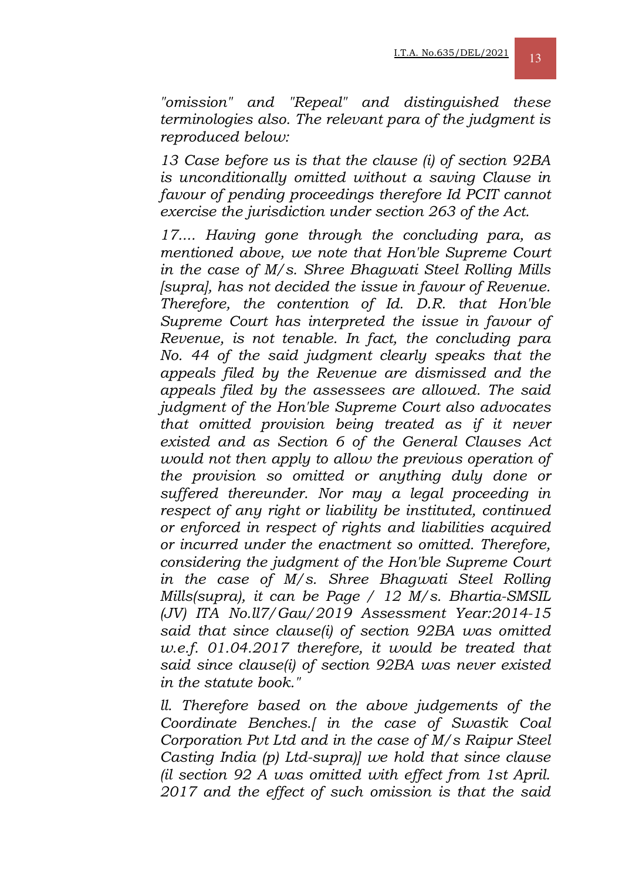*"omission" and "Repeal" and distinguished these terminologies also. The relevant para of the judgment is reproduced below:*

*13 Case before us is that the clause (i) of section 92BA is unconditionally omitted without a saving Clause in favour of pending proceedings therefore Id PCIT cannot exercise the jurisdiction under section 263 of the Act.*

*17.... Having gone through the concluding para, as mentioned above, we note that Hon'ble Supreme Court in the case of M/s. Shree Bhagwati Steel Rolling Mills [supra], has not decided the issue in favour of Revenue. Therefore, the contention of Id. D.R. that Hon'ble Supreme Court has interpreted the issue in favour of Revenue, is not tenable. In fact, the concluding para No. 44 of the said judgment clearly speaks that the appeals filed by the Revenue are dismissed and the appeals filed by the assessees are allowed. The said judgment of the Hon'ble Supreme Court also advocates that omitted provision being treated as if it never existed and as Section 6 of the General Clauses Act would not then apply to allow the previous operation of the provision so omitted or anything duly done or suffered thereunder. Nor may a legal proceeding in respect of any right or liability be instituted, continued or enforced in respect of rights and liabilities acquired or incurred under the enactment so omitted. Therefore, considering the judgment of the Hon'ble Supreme Court in the case of M/s. Shree Bhagwati Steel Rolling Mills(supra), it can be Page / 12 M/s. Bhartia-SMSIL (JV) ITA No.ll7/Gau/2019 Assessment Year:2014-15 said that since clause(i) of section 92BA was omitted w.e.f. 01.04.2017 therefore, it would be treated that said since clause(i) of section 92BA was never existed in the statute book."*

*ll. Therefore based on the above judgements of the Coordinate Benches.[ in the case of Swastik Coal Corporation Pvt Ltd and in the case of M/s Raipur Steel Casting India (p) Ltd-supra)] we hold that since clause (il section 92 A was omitted with effect from 1st April. 2017 and the effect of such omission is that the said*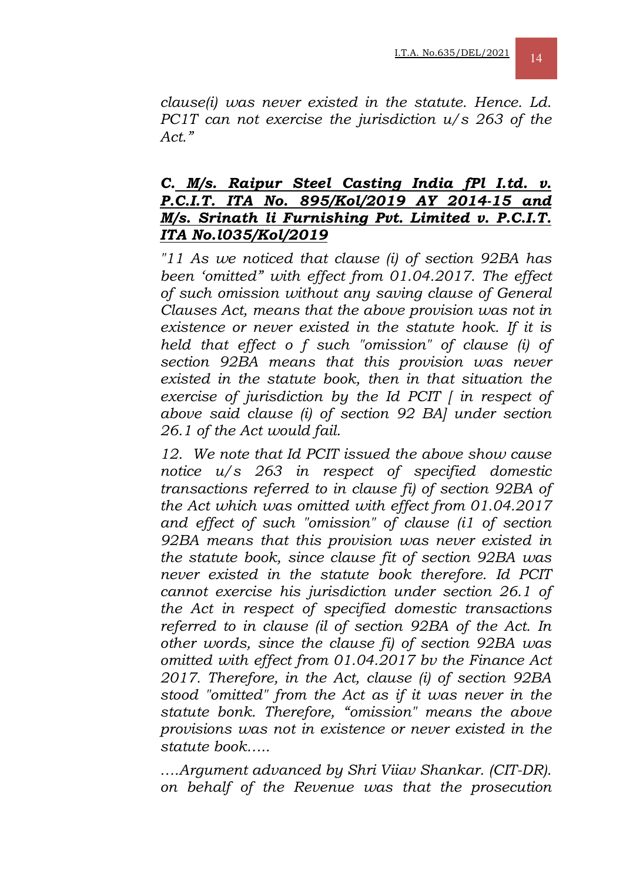*clause(i) was never existed in the statute. Hence. Ld. PC1T can not exercise the jurisdiction u/s 263 of the Act."*

### ***C. M/s. Raipur Steel Casting India fPl I.td. v. P.C.I.T. ITA No. 895/Kol/2019 AY 2014-15 and M/s. Srinath li Furnishing Pvt. Limited v. P.C.I.T. ITA No.l035/Kol/2019***

*"11 As we noticed that clause (i) of section 92BA has been 'omitted" with effect from 01.04.2017. The effect of such omission without any saving clause of General Clauses Act, means that the above provision was not in existence or never existed in the statute hook. If it is held that effect o f such "omission" of clause (i) of section 92BA means that this provision was never existed in the statute book, then in that situation the exercise of jurisdiction by the Id PCIT [ in respect of above said clause (i) of section 92 BA] under section 26.1 of the Act would fail.*

*12. We note that Id PCIT issued the above show cause notice u/s 263 in respect of specified domestic transactions referred to in clause fi) of section 92BA of the Act which was omitted with effect from 01.04.2017 and effect of such "omission" of clause (i1 of section 92BA means that this provision was never existed in the statute book, since clause fit of section 92BA was never existed in the statute book therefore. Id PCIT cannot exercise his jurisdiction under section 26.1 of the Act in respect of specified domestic transactions referred to in clause (il of section 92BA of the Act. In other words, since the clause fi) of section 92BA was omitted with effect from 01.04.2017 bv the Finance Act 2017. Therefore, in the Act, clause (i) of section 92BA stood "omitted" from the Act as if it was never in the statute bonk. Therefore, "omission" means the above provisions was not in existence or never existed in the statute book.....*

*....Argument advanced by Shri Viiav Shankar. (CIT-DR). on behalf of the Revenue was that the prosecution*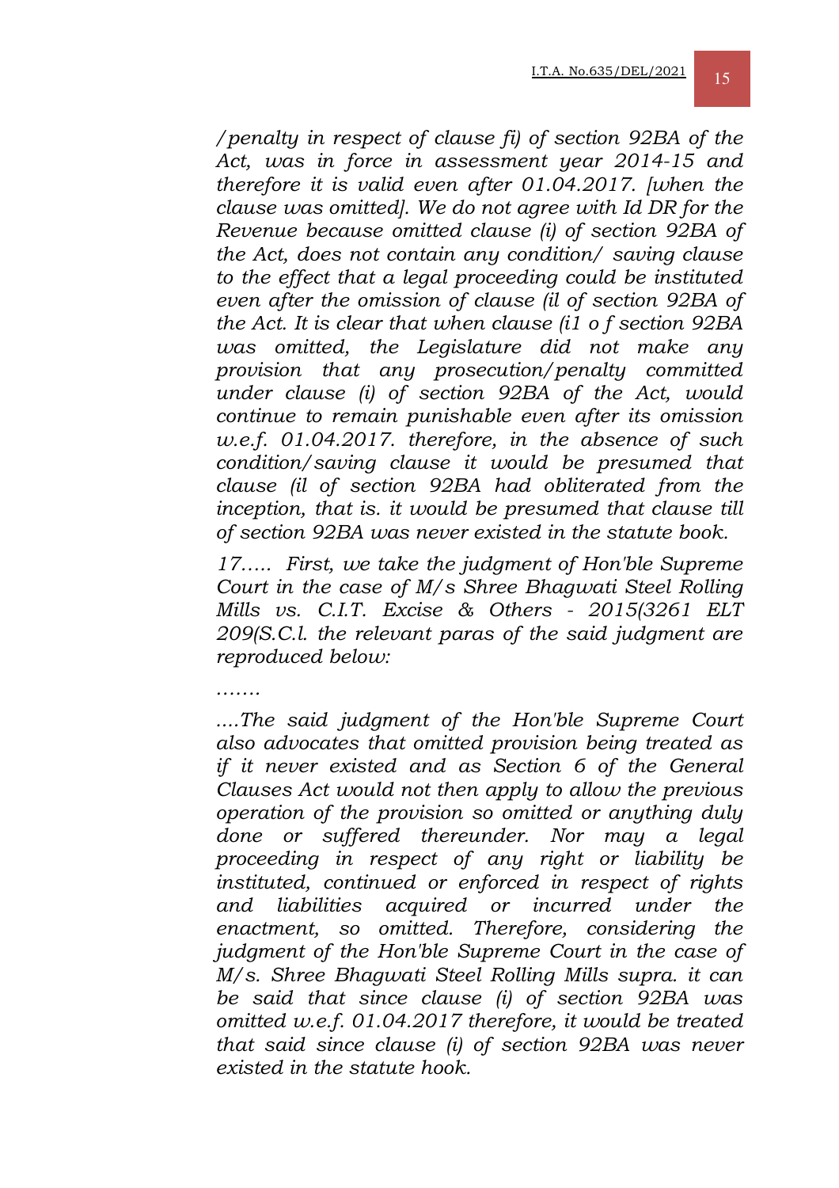*/penalty in respect of clause fi) of section 92BA of the Act, was in force in assessment year 2014-15 and therefore it is valid even after 01.04.2017. [when the clause was omitted]. We do not agree with Id DR for the Revenue because omitted clause (i) of section 92BA of the Act, does not contain any condition/ saving clause to the effect that a legal proceeding could be instituted even after the omission of clause (il of section 92BA of the Act. It is clear that when clause (i1 o f section 92BA was omitted, the Legislature did not make any provision that any prosecution/penalty committed under clause (i) of section 92BA of the Act, would continue to remain punishable even after its omission w.e.f. 01.04.2017. therefore, in the absence of such condition/saving clause it would be presumed that clause (il of section 92BA had obliterated from the inception, that is. it would be presumed that clause till of section 92BA was never existed in the statute book.*

*17….. First, we take the judgment of Hon'ble Supreme Court in the case of M/s Shree Bhagwati Steel Rolling Mills vs. C.I.T. Excise & Others - 2015(3261 ELT 209(S.C.l. the relevant paras of the said judgment are reproduced below:*

*…….*

*….The said judgment of the Hon'ble Supreme Court also advocates that omitted provision being treated as if it never existed and as Section 6 of the General Clauses Act would not then apply to allow the previous operation of the provision so omitted or anything duly done or suffered thereunder. Nor may a legal proceeding in respect of any right or liability be instituted, continued or enforced in respect of rights and liabilities acquired or incurred under the enactment, so omitted. Therefore, considering the judgment of the Hon'ble Supreme Court in the case of M/s. Shree Bhagwati Steel Rolling Mills supra. it can be said that since clause (i) of section 92BA was omitted w.e.f. 01.04.2017 therefore, it would be treated that said since clause (i) of section 92BA was never existed in the statute hook.*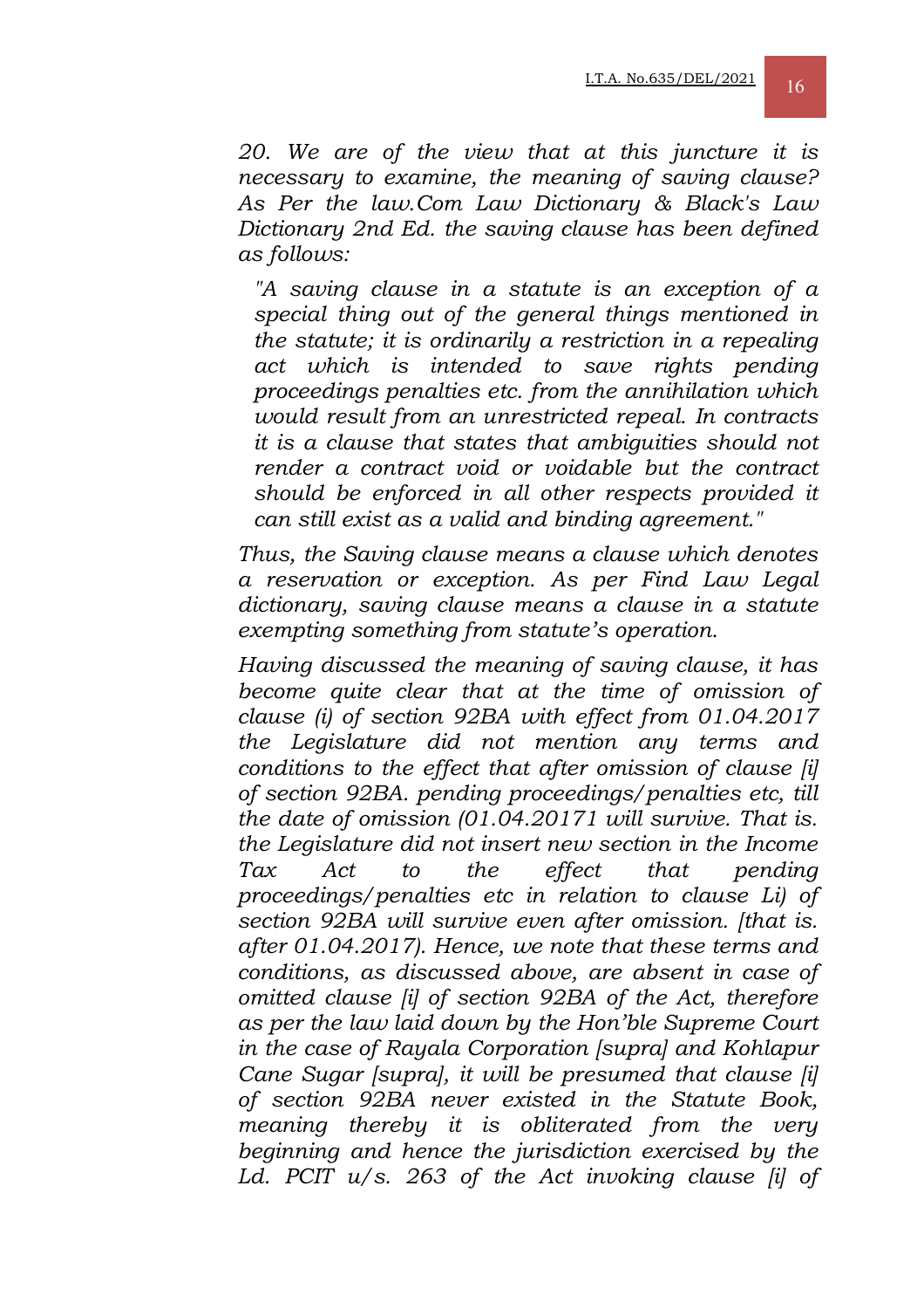*20. We are of the view that at this juncture it is necessary to examine, the meaning of saving clause? As Per the law.Com Law Dictionary & Black's Law Dictionary 2nd Ed. the saving clause has been defined as follows:*

> *"A saving clause in a statute is an exception of a special thing out of the general things mentioned in the statute; it is ordinarily a restriction in a repealing act which is intended to save rights pending proceedings penalties etc. from the annihilation which would result from an unrestricted repeal. In contracts it is a clause that states that ambiguities should not render a contract void or voidable but the contract should be enforced in all other respects provided it can still exist as a valid and binding agreement."*

*Thus, the Saving clause means a clause which denotes a reservation or exception. As per Find Law Legal dictionary, saving clause means a clause in a statute exempting something from statute's operation.*

*Having discussed the meaning of saving clause, it has become quite clear that at the time of omission of clause (i) of section 92BA with effect from 01.04.2017 the Legislature did not mention any terms and conditions to the effect that after omission of clause [i] of section 92BA. pending proceedings/penalties etc, till the date of omission (01.04.20171 will survive. That is. the Legislature did not insert new section in the Income Tax Act to the effect that pending proceedings/penalties etc in relation to clause Li) of section 92BA will survive even after omission. [that is. after 01.04.2017). Hence, we note that these terms and conditions, as discussed above, are absent in case of omitted clause [i] of section 92BA of the Act, therefore as per the law laid down by the Hon'ble Supreme Court in the case of Rayala Corporation [supra] and Kohlapur Cane Sugar [supra], it will be presumed that clause [i] of section 92BA never existed in the Statute Book, meaning thereby it is obliterated from the very beginning and hence the jurisdiction exercised by the Ld. PCIT u/s. 263 of the Act invoking clause [i] of*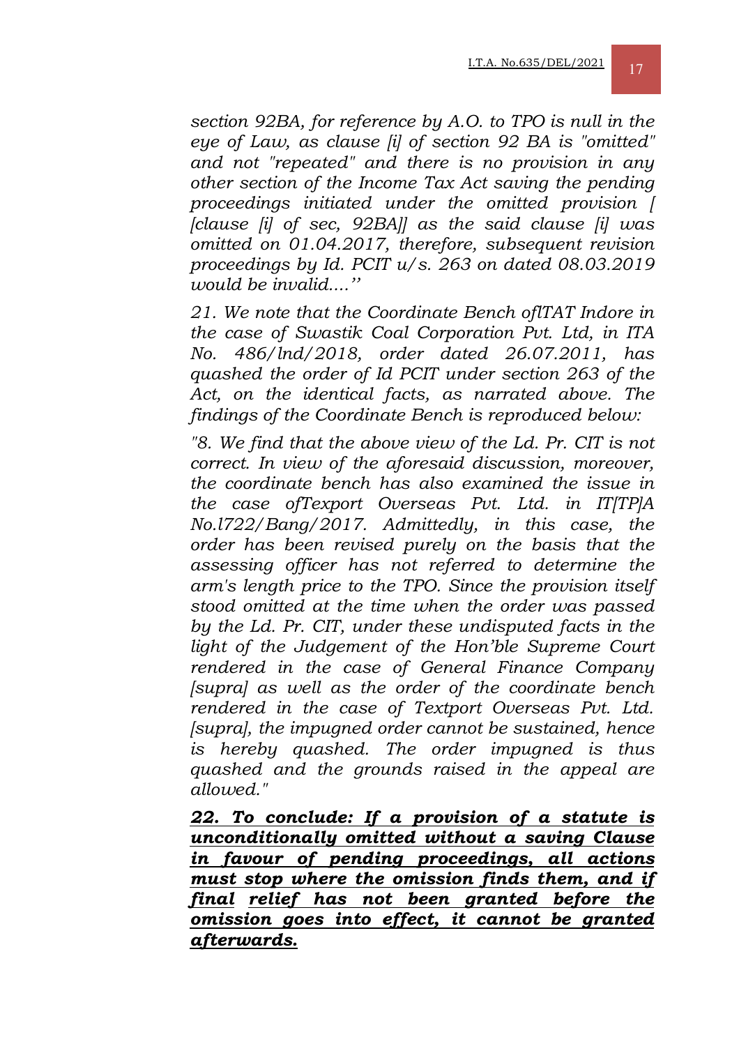*section 92BA, for reference by A.O. to TPO is null in the eye of Law, as clause [i] of section 92 BA is "omitted" and not "repeated" and there is no provision in any other section of the Income Tax Act saving the pending proceedings initiated under the omitted provision [ [clause [i] of sec, 92BA]] as the said clause [i] was omitted on 01.04.2017, therefore, subsequent revision proceedings by Id. PCIT u/s. 263 on dated 08.03.2019 would be invalid....''*

*21. We note that the Coordinate Bench oflTAT Indore in the case of Swastik Coal Corporation Pvt. Ltd, in ITA No. 486/lnd/2018, order dated 26.07.2011, has quashed the order of Id PCIT under section 263 of the Act, on the identical facts, as narrated above. The findings of the Coordinate Bench is reproduced below:*

*"8. We find that the above view of the Ld. Pr. CIT is not correct. In view of the aforesaid discussion, moreover, the coordinate bench has also examined the issue in the case ofTexport Overseas Pvt. Ltd. in IT[TP]A No.l722/Bang/2017. Admittedly, in this case, the order has been revised purely on the basis that the assessing officer has not referred to determine the arm's length price to the TPO. Since the provision itself stood omitted at the time when the order was passed by the Ld. Pr. CIT, under these undisputed facts in the light of the Judgement of the Hon'ble Supreme Court rendered in the case of General Finance Company [supra] as well as the order of the coordinate bench rendered in the case of Textport Overseas Pvt. Ltd. [supra], the impugned order cannot be sustained, hence is hereby quashed. The order impugned is thus quashed and the grounds raised in the appeal are allowed."*

***<u>22. To conclude: If a provision of a statute is unconditionally omitted without a saving Clause in favour of pending proceedings, all actions must stop where the omission finds them, and if final relief has not been granted before the omission goes into effect, it cannot be granted afterwards.</u>***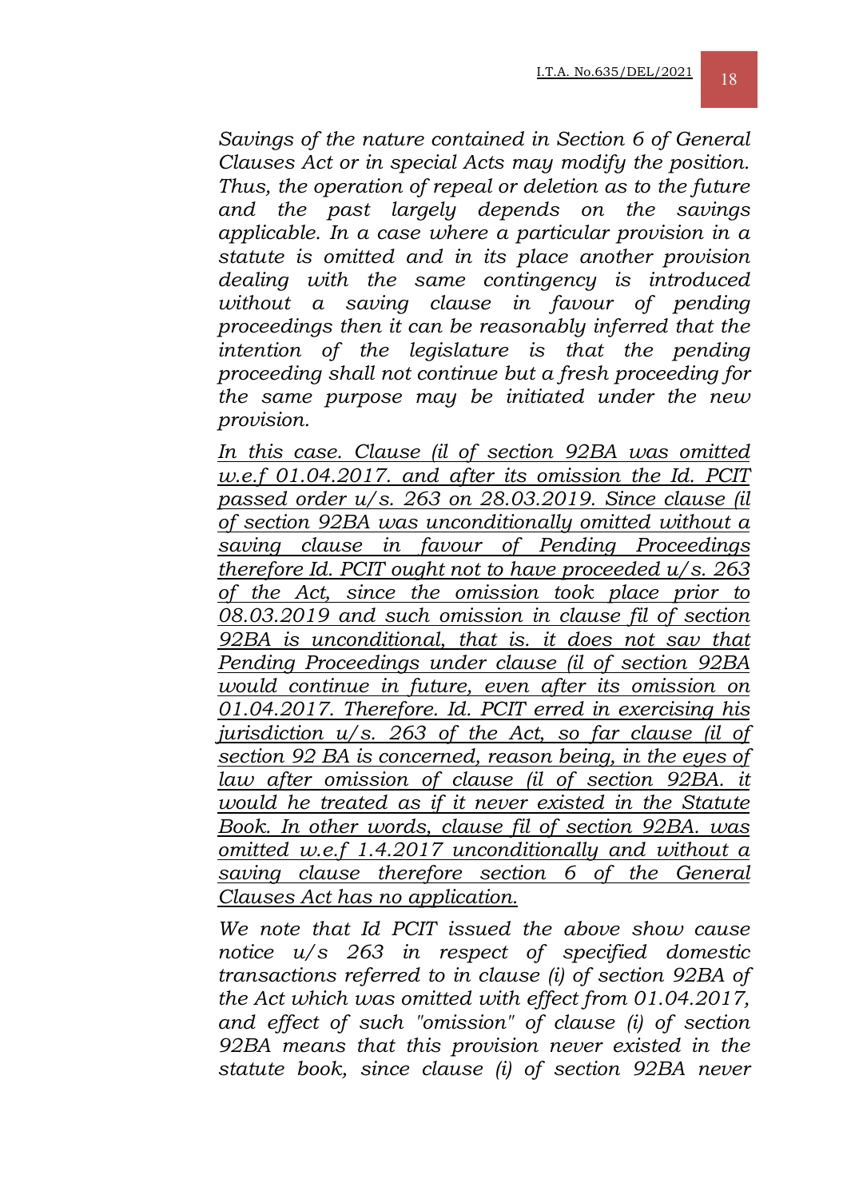*Savings of the nature contained in Section 6 of General Clauses Act or in special Acts may modify the position. Thus, the operation of repeal or deletion as to the future and the past largely depends on the savings applicable. In a case where a particular provision in a statute is omitted and in its place another provision dealing with the same contingency is introduced without a saving clause in favour of pending proceedings then it can be reasonably inferred that the intention of the legislature is that the pending proceeding shall not continue but a fresh proceeding for the same purpose may be initiated under the new provision.*

*In this case. Clause (il of section 92BA was omitted w.e.f 01.04.2017. and after its omission the Id. PCIT passed order u/s. 263 on 28.03.2019. Since clause (il of section 92BA was unconditionally omitted without a saving clause in favour of Pending Proceedings therefore Id. PCIT ought not to have proceeded u/s. 263 of the Act, since the omission took place prior to 08.03.2019 and such omission in clause fil of section 92BA is unconditional, that is. it does not sav that Pending Proceedings under clause (il of section 92BA would continue in future, even after its omission on 01.04.2017. Therefore. Id. PCIT erred in exercising his jurisdiction u/s. 263 of the Act, so far clause (il of section 92 BA is concerned, reason being, in the eyes of law after omission of clause (il of section 92BA. it would he treated as if it never existed in the Statute Book. In other words, clause fil of section 92BA. was omitted w.e.f 1.4.2017 unconditionally and without a saving clause therefore section 6 of the General Clauses Act has no application.*

*We note that Id PCIT issued the above show cause notice u/s 263 in respect of specified domestic transactions referred to in clause (i) of section 92BA of the Act which was omitted with effect from 01.04.2017, and effect of such "omission" of clause (i) of section 92BA means that this provision never existed in the statute book, since clause (i) of section 92BA never*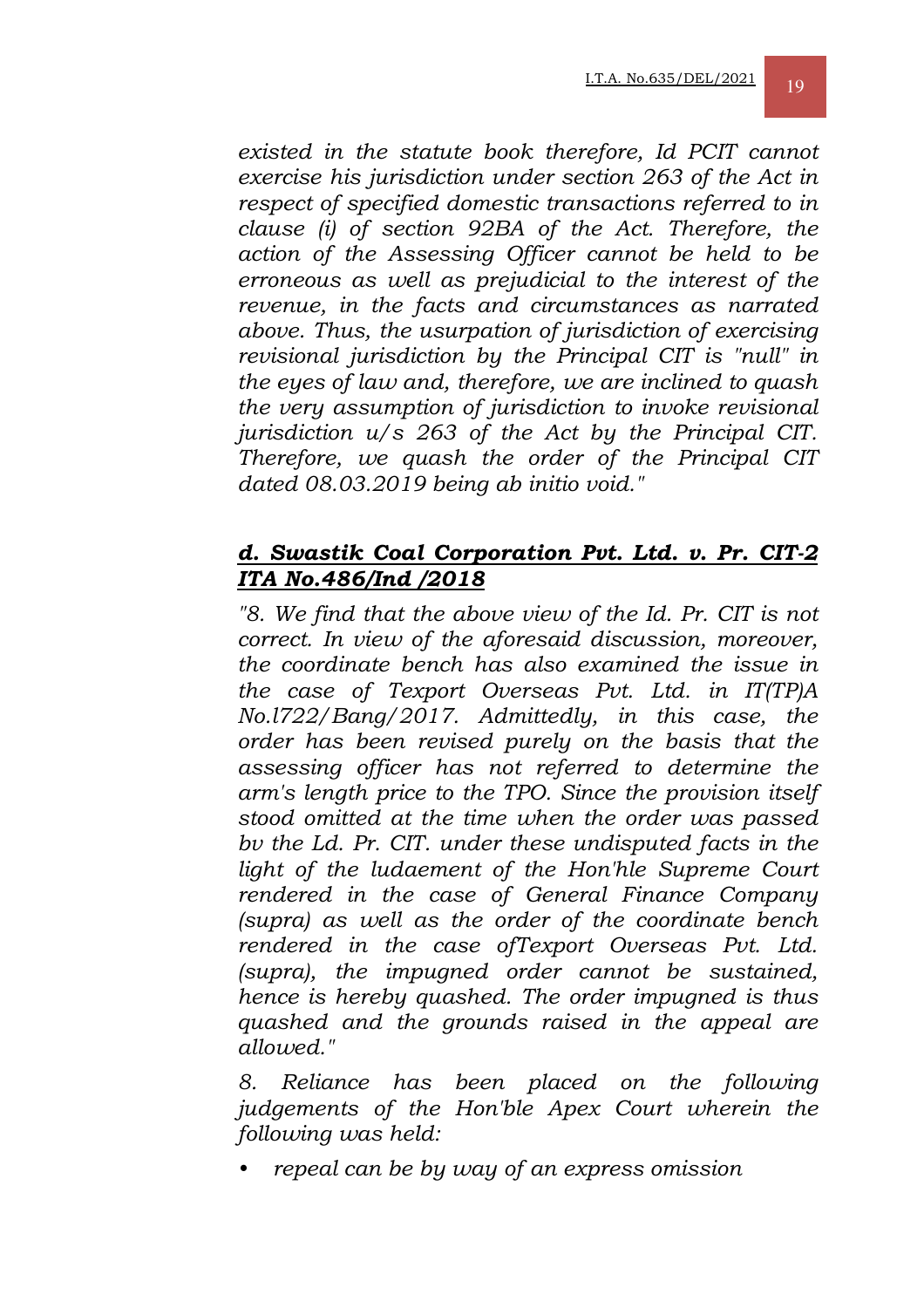*existed in the statute book therefore, Id PCIT cannot exercise his jurisdiction under section 263 of the Act in respect of specified domestic transactions referred to in clause (i) of section 92BA of the Act. Therefore, the action of the Assessing Officer cannot be held to be erroneous as well as prejudicial to the interest of the revenue, in the facts and circumstances as narrated above. Thus, the usurpation of jurisdiction of exercising revisional jurisdiction by the Principal CIT is "null" in the eyes of law and, therefore, we are inclined to quash the very assumption of jurisdiction to invoke revisional jurisdiction u/s 263 of the Act by the Principal CIT. Therefore, we quash the order of the Principal CIT dated 08.03.2019 being ab initio void."*

***d. Swastik Coal Corporation Pvt. Ltd. v. Pr. CIT-2 ITA No.486/Ind /2018***

*"8. We find that the above view of the Id. Pr. CIT is not correct. In view of the aforesaid discussion, moreover, the coordinate bench has also examined the issue in the case of Texport Overseas Pvt. Ltd. in IT(TP)A No.l722/Bang/2017. Admittedly, in this case, the order has been revised purely on the basis that the assessing officer has not referred to determine the arm's length price to the TPO. Since the provision itself stood omitted at the time when the order was passed bv the Ld. Pr. CIT. under these undisputed facts in the light of the ludaement of the Hon'hle Supreme Court rendered in the case of General Finance Company (supra) as well as the order of the coordinate bench rendered in the case ofTexport Overseas Pvt. Ltd. (supra), the impugned order cannot be sustained, hence is hereby quashed. The order impugned is thus quashed and the grounds raised in the appeal are allowed."*

*8. Reliance has been placed on the following judgements of the Hon'ble Apex Court wherein the following was held:*

- *repeal can be by way of an express omission*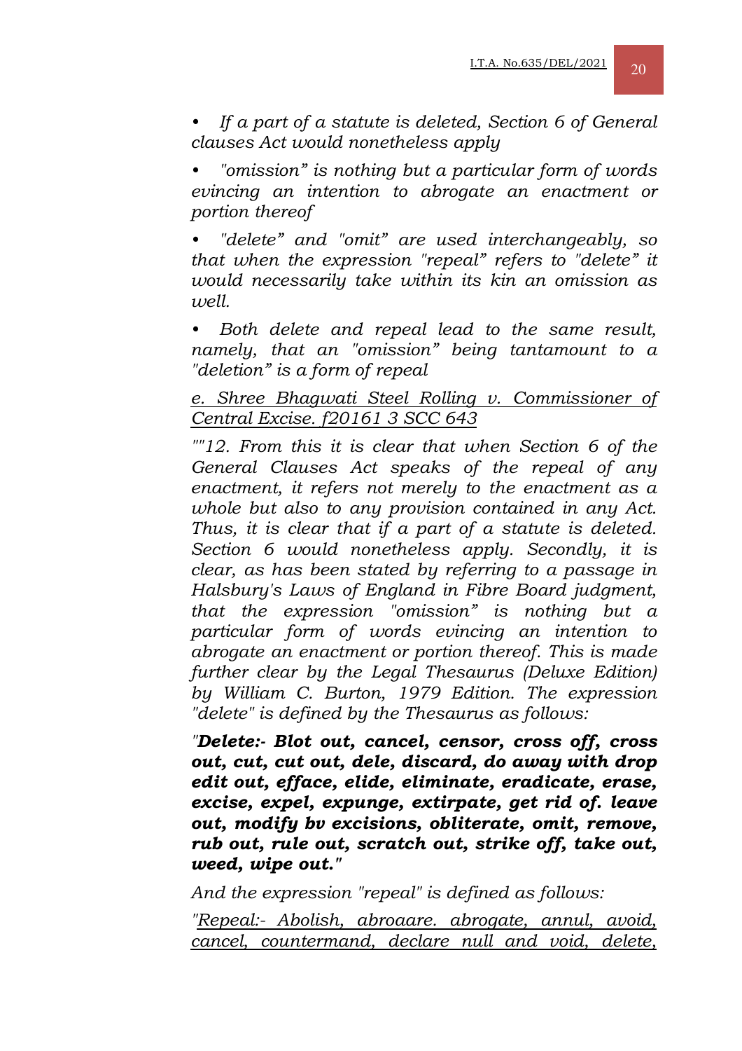- *If a part of a statute is deleted, Section 6 of General clauses Act would nonetheless apply*
- *"omission" is nothing but a particular form of words evincing an intention to abrogate an enactment or portion thereof*
- *"delete" and "omit" are used interchangeably, so that when the expression "repeal" refers to "delete" it would necessarily take within its kin an omission as well.*
- *Both delete and repeal lead to the same result, namely, that an "omission" being tantamount to a "deletion" is a form of repeal*

*e. Shree Bhagwati Steel Rolling v. Commissioner of Central Excise. f20161 3 SCC 643*

*""12. From this it is clear that when Section 6 of the General Clauses Act speaks of the repeal of any enactment, it refers not merely to the enactment as a whole but also to any provision contained in any Act. Thus, it is clear that if a part of a statute is deleted. Section 6 would nonetheless apply. Secondly, it is clear, as has been stated by referring to a passage in Halsbury's Laws of England in Fibre Board judgment, that the expression "omission" is nothing but a particular form of words evincing an intention to abrogate an enactment or portion thereof. This is made further clear by the Legal Thesaurus (Deluxe Edition) by William C. Burton, 1979 Edition. The expression "delete" is defined by the Thesaurus as follows:*

*"**Delete:- Blot out, cancel, censor, cross off, cross out, cut, cut out, dele, discard, do away with drop edit out, efface, elide, eliminate, eradicate, erase, excise, expel, expunge, extirpate, get rid of. leave out, modify bv excisions, obliterate, omit, remove, rub out, rule out, scratch out, strike off, take out, weed, wipe out.**"*

*And the expression "repeal" is defined as follows:*

*"Repeal:- Abolish, abroaare. abrogate, annul, avoid, cancel, countermand, declare null and void, delete,*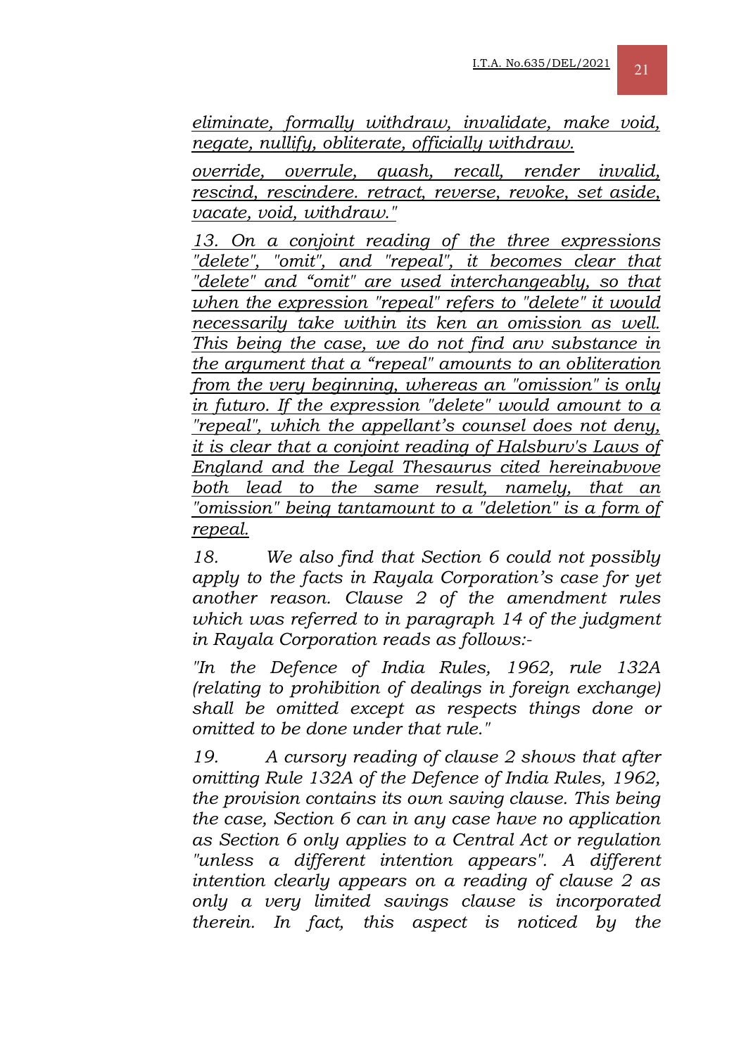*eliminate, formally withdraw, invalidate, make void, negate, nullify, obliterate, officially withdraw.*

*override, overrule, quash, recall, render invalid, rescind, rescindere. retract, reverse, revoke, set aside, vacate, void, withdraw."*

*13. On a conjoint reading of the three expressions "delete", "omit", and "repeal", it becomes clear that "delete" and "omit" are used interchangeably, so that when the expression "repeal" refers to "delete" it would necessarily take within its ken an omission as well. This being the case, we do not find anv substance in the argument that a "repeal" amounts to an obliteration from the very beginning, whereas an "omission" is only in futuro. If the expression "delete" would amount to a "repeal", which the appellant's counsel does not deny, it is clear that a conjoint reading of Halsburv's Laws of England and the Legal Thesaurus cited hereinabvove both lead to the same result, namely, that an "omission" being tantamount to a "deletion" is a form of repeal.*

*18. We also find that Section 6 could not possibly apply to the facts in Rayala Corporation's case for yet another reason. Clause 2 of the amendment rules which was referred to in paragraph 14 of the judgment in Rayala Corporation reads as follows:-*

*"In the Defence of India Rules, 1962, rule 132A (relating to prohibition of dealings in foreign exchange) shall be omitted except as respects things done or omitted to be done under that rule."*

*19. A cursory reading of clause 2 shows that after omitting Rule 132A of the Defence of India Rules, 1962, the provision contains its own saving clause. This being the case, Section 6 can in any case have no application as Section 6 only applies to a Central Act or regulation "unless a different intention appears". A different intention clearly appears on a reading of clause 2 as only a very limited savings clause is incorporated therein. In fact, this aspect is noticed by the*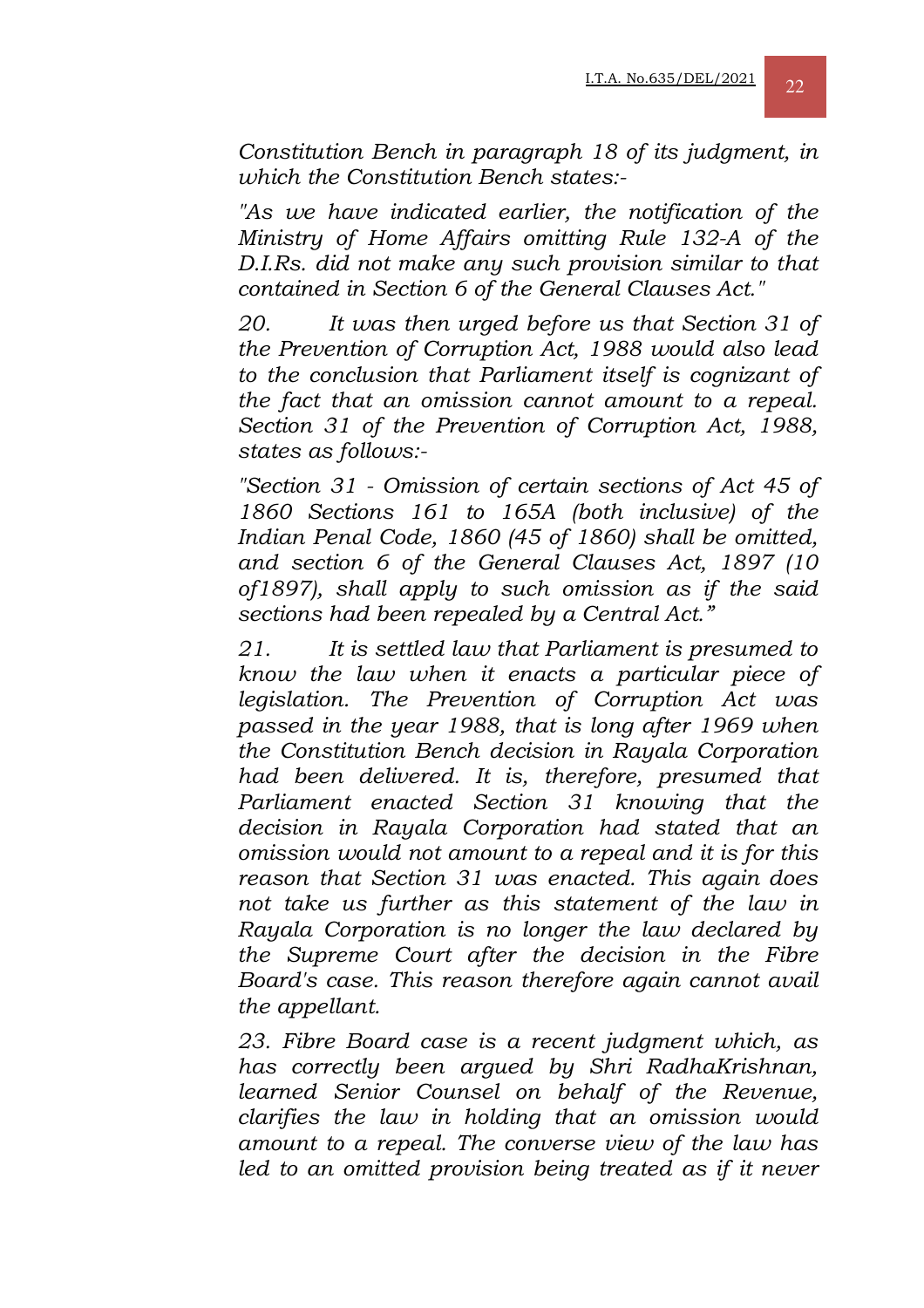*Constitution Bench in paragraph 18 of its judgment, in which the Constitution Bench states:-*

*"As we have indicated earlier, the notification of the Ministry of Home Affairs omitting Rule 132-A of the D.I.Rs. did not make any such provision similar to that contained in Section 6 of the General Clauses Act."*

*20. It was then urged before us that Section 31 of the Prevention of Corruption Act, 1988 would also lead to the conclusion that Parliament itself is cognizant of the fact that an omission cannot amount to a repeal. Section 31 of the Prevention of Corruption Act, 1988, states as follows:-*

*"Section 31 - Omission of certain sections of Act 45 of 1860 Sections 161 to 165A (both inclusive) of the Indian Penal Code, 1860 (45 of 1860) shall be omitted, and section 6 of the General Clauses Act, 1897 (10 of1897), shall apply to such omission as if the said sections had been repealed by a Central Act."*

*21. It is settled law that Parliament is presumed to know the law when it enacts a particular piece of legislation. The Prevention of Corruption Act was passed in the year 1988, that is long after 1969 when the Constitution Bench decision in Rayala Corporation had been delivered. It is, therefore, presumed that Parliament enacted Section 31 knowing that the decision in Rayala Corporation had stated that an omission would not amount to a repeal and it is for this reason that Section 31 was enacted. This again does not take us further as this statement of the law in Rayala Corporation is no longer the law declared by the Supreme Court after the decision in the Fibre Board's case. This reason therefore again cannot avail the appellant.*

*23. Fibre Board case is a recent judgment which, as has correctly been argued by Shri RadhaKrishnan, learned Senior Counsel on behalf of the Revenue, clarifies the law in holding that an omission would amount to a repeal. The converse view of the law has led to an omitted provision being treated as if it never*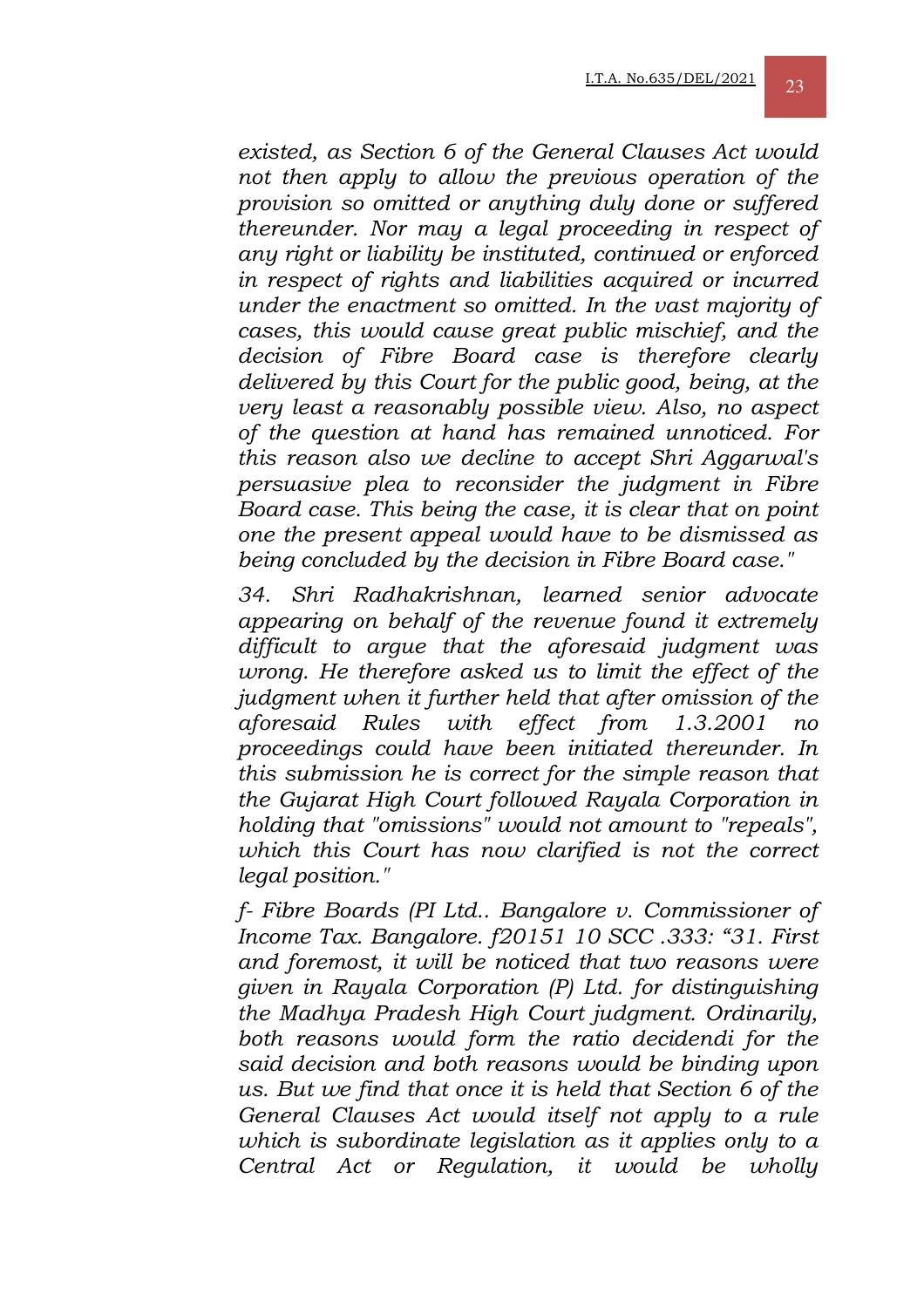*existed, as Section 6 of the General Clauses Act would not then apply to allow the previous operation of the provision so omitted or anything duly done or suffered thereunder. Nor may a legal proceeding in respect of any right or liability be instituted, continued or enforced in respect of rights and liabilities acquired or incurred under the enactment so omitted. In the vast majority of cases, this would cause great public mischief, and the decision of Fibre Board case is therefore clearly delivered by this Court for the public good, being, at the very least a reasonably possible view. Also, no aspect of the question at hand has remained unnoticed. For this reason also we decline to accept Shri Aggarwal's persuasive plea to reconsider the judgment in Fibre Board case. This being the case, it is clear that on point one the present appeal would have to be dismissed as being concluded by the decision in Fibre Board case."*

*34. Shri Radhakrishnan, learned senior advocate appearing on behalf of the revenue found it extremely difficult to argue that the aforesaid judgment was wrong. He therefore asked us to limit the effect of the judgment when it further held that after omission of the aforesaid Rules with effect from 1.3.2001 no proceedings could have been initiated thereunder. In this submission he is correct for the simple reason that the Gujarat High Court followed Rayala Corporation in holding that "omissions" would not amount to "repeals", which this Court has now clarified is not the correct legal position."*

*f- Fibre Boards (PI Ltd.. Bangalore v. Commissioner of Income Tax. Bangalore. f20151 10 SCC .333: "31. First and foremost, it will be noticed that two reasons were given in Rayala Corporation (P) Ltd. for distinguishing the Madhya Pradesh High Court judgment. Ordinarily, both reasons would form the ratio decidendi for the said decision and both reasons would be binding upon us. But we find that once it is held that Section 6 of the General Clauses Act would itself not apply to a rule which is subordinate legislation as it applies only to a Central Act or Regulation, it would be wholly*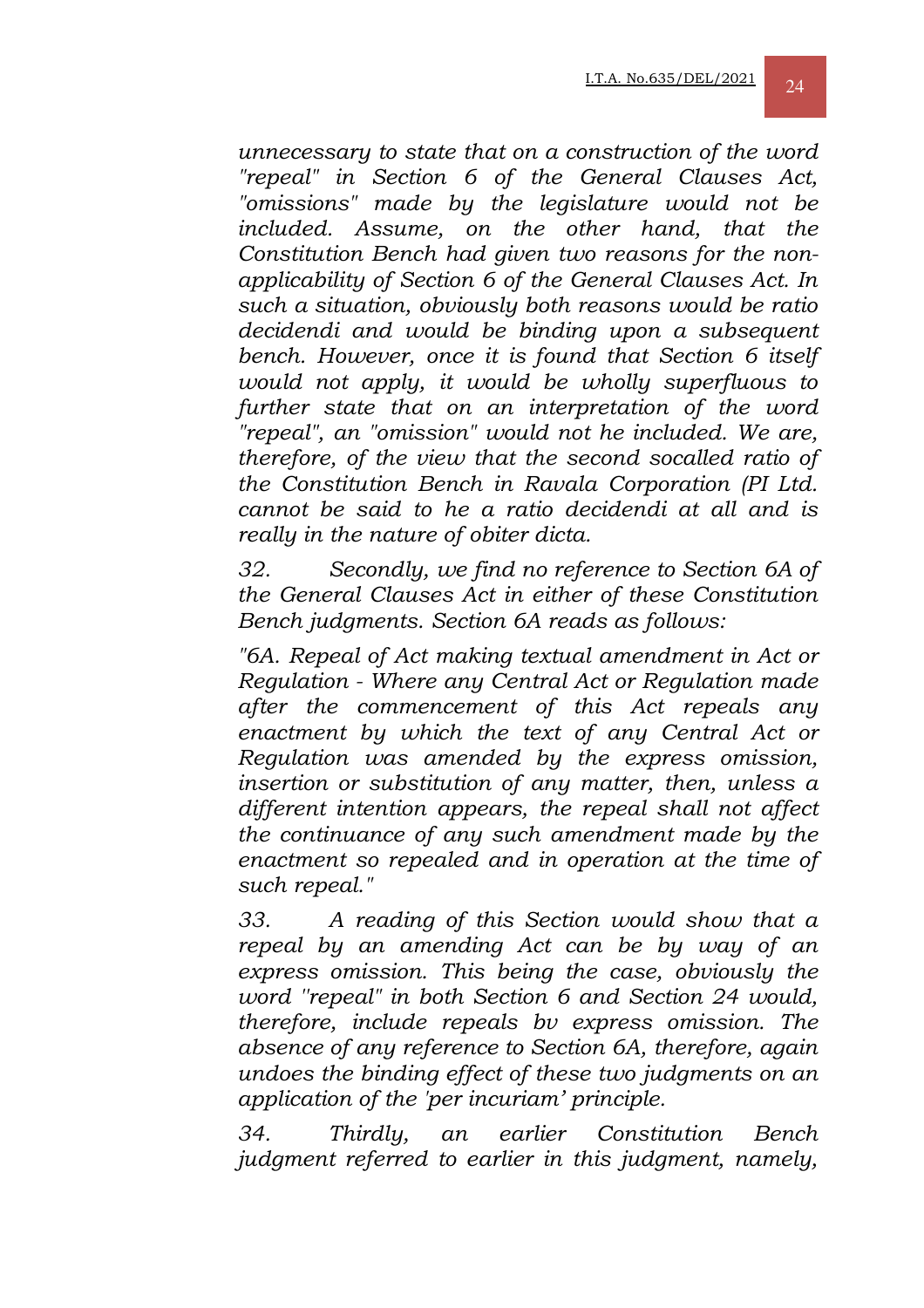*unnecessary to state that on a construction of the word "repeal" in Section 6 of the General Clauses Act, "omissions" made by the legislature would not be included. Assume, on the other hand, that the Constitution Bench had given two reasons for the non-applicability of Section 6 of the General Clauses Act. In such a situation, obviously both reasons would be ratio decidendi and would be binding upon a subsequent bench. However, once it is found that Section 6 itself would not apply, it would be wholly superfluous to further state that on an interpretation of the word "repeal", an "omission" would not he included. We are, therefore, of the view that the second socalled ratio of the Constitution Bench in Ravala Corporation (PI Ltd. cannot be said to he a ratio decidendi at all and is really in the nature of obiter dicta.*

*32. Secondly, we find no reference to Section 6A of the General Clauses Act in either of these Constitution Bench judgments. Section 6A reads as follows:*

*"6A. Repeal of Act making textual amendment in Act or Regulation - Where any Central Act or Regulation made after the commencement of this Act repeals any enactment by which the text of any Central Act or Regulation was amended by the express omission, insertion or substitution of any matter, then, unless a different intention appears, the repeal shall not affect the continuance of any such amendment made by the enactment so repealed and in operation at the time of such repeal."*

*33. A reading of this Section would show that a repeal by an amending Act can be by way of an express omission. This being the case, obviously the word "repeal" in both Section 6 and Section 24 would, therefore, include repeals bv express omission. The absence of any reference to Section 6A, therefore, again undoes the binding effect of these two judgments on an application of the 'per incuriam' principle.*

*34. Thirdly, an earlier Constitution Bench judgment referred to earlier in this judgment, namely,*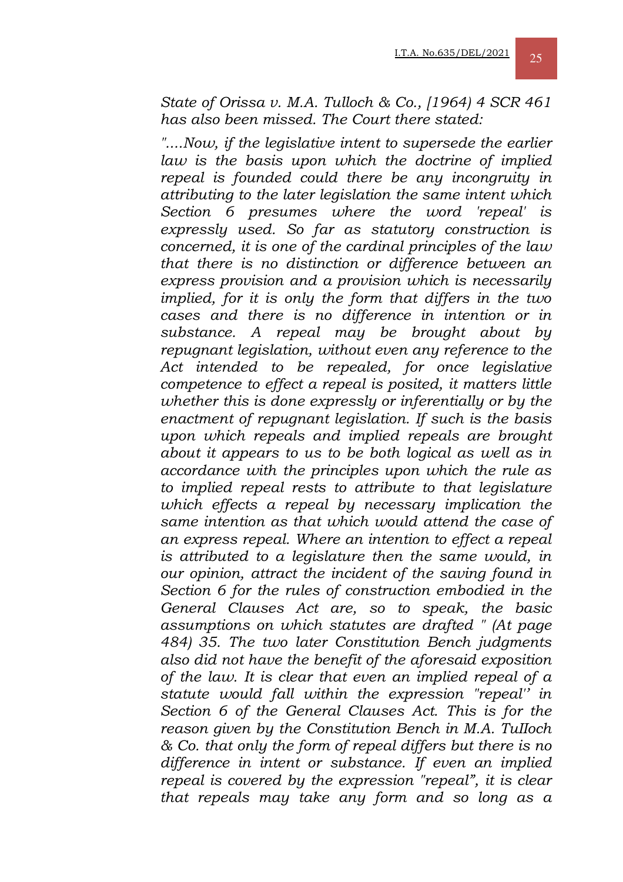*State of Orissa v. M.A. Tulloch & Co., [1964) 4 SCR 461 has also been missed. The Court there stated:*

*"....Now, if the legislative intent to supersede the earlier law is the basis upon which the doctrine of implied repeal is founded could there be any incongruity in attributing to the later legislation the same intent which Section 6 presumes where the word 'repeal' is expressly used. So far as statutory construction is concerned, it is one of the cardinal principles of the law that there is no distinction or difference between an express provision and a provision which is necessarily implied, for it is only the form that differs in the two cases and there is no difference in intention or in substance. A repeal may be brought about by repugnant legislation, without even any reference to the Act intended to be repealed, for once legislative competence to effect a repeal is posited, it matters little whether this is done expressly or inferentially or by the enactment of repugnant legislation. If such is the basis upon which repeals and implied repeals are brought about it appears to us to be both logical as well as in accordance with the principles upon which the rule as to implied repeal rests to attribute to that legislature which effects a repeal by necessary implication the same intention as that which would attend the case of an express repeal. Where an intention to effect a repeal is attributed to a legislature then the same would, in our opinion, attract the incident of the saving found in Section 6 for the rules of construction embodied in the General Clauses Act are, so to speak, the basic assumptions on which statutes are drafted " (At page 484) 35. The two later Constitution Bench judgments also did not have the benefit of the aforesaid exposition of the law. It is clear that even an implied repeal of a statute would fall within the expression "repeal'' in Section 6 of the General Clauses Act. This is for the reason given by the Constitution Bench in M.A. TuIIoch & Co. that only the form of repeal differs but there is no difference in intent or substance. If even an implied repeal is covered by the expression "repeal", it is clear that repeals may take any form and so long as a*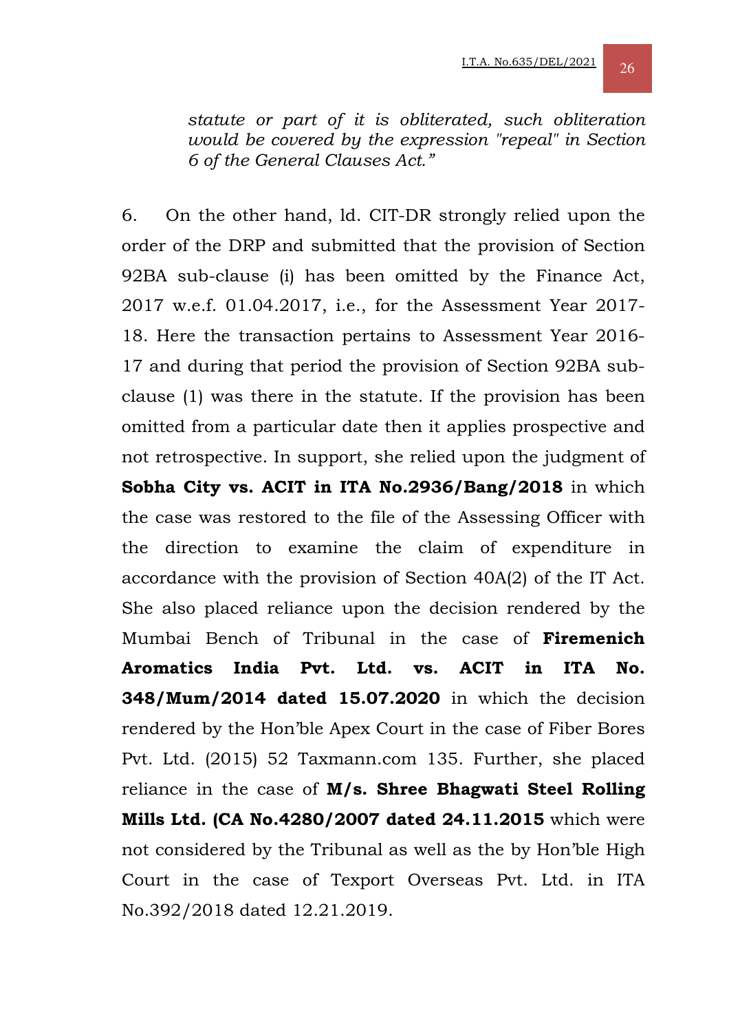*statute or part of it is obliterated, such obliteration would be covered by the expression "repeal" in Section 6 of the General Clauses Act."*

6. On the other hand, ld. CIT-DR strongly relied upon the order of the DRP and submitted that the provision of Section 92BA sub-clause (i) has been omitted by the Finance Act, 2017 w.e.f. 01.04.2017, i.e., for the Assessment Year 2017-18. Here the transaction pertains to Assessment Year 2016-17 and during that period the provision of Section 92BA sub-clause (1) was there in the statute. If the provision has been omitted from a particular date then it applies prospective and not retrospective. In support, she relied upon the judgment of **Sobha City vs. ACIT in ITA No.2936/Bang/2018** in which the case was restored to the file of the Assessing Officer with the direction to examine the claim of expenditure in accordance with the provision of Section 40A(2) of the IT Act. She also placed reliance upon the decision rendered by the Mumbai Bench of Tribunal in the case of **Firemenich Aromatics India Pvt. Ltd. vs. ACIT in ITA No. 348/Mum/2014 dated 15.07.2020** in which the decision rendered by the Hon'ble Apex Court in the case of Fiber Bores Pvt. Ltd. (2015) 52 Taxmann.com 135. Further, she placed reliance in the case of **M/s. Shree Bhagwati Steel Rolling Mills Ltd. (CA No.4280/2007 dated 24.11.2015** which were not considered by the Tribunal as well as the by Hon'ble High Court in the case of Texport Overseas Pvt. Ltd. in ITA No.392/2018 dated 12.21.2019.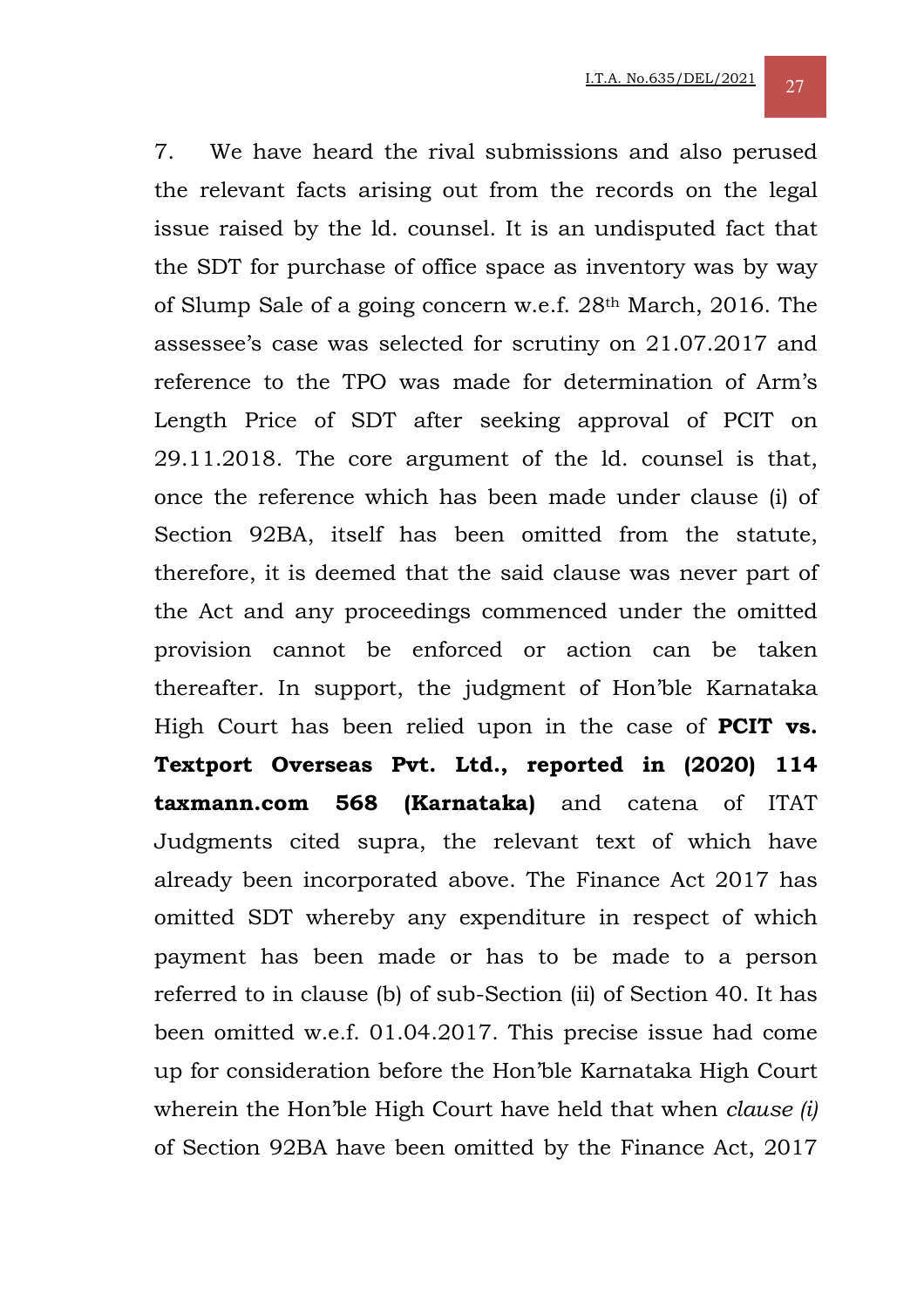7. We have heard the rival submissions and also perused the relevant facts arising out from the records on the legal issue raised by the ld. counsel. It is an undisputed fact that the SDT for purchase of office space as inventory was by way of Slump Sale of a going concern w.e.f. 28th March, 2016. The assessee's case was selected for scrutiny on 21.07.2017 and reference to the TPO was made for determination of Arm's Length Price of SDT after seeking approval of PCIT on 29.11.2018. The core argument of the ld. counsel is that, once the reference which has been made under clause (i) of Section 92BA, itself has been omitted from the statute, therefore, it is deemed that the said clause was never part of the Act and any proceedings commenced under the omitted provision cannot be enforced or action can be taken thereafter. In support, the judgment of Hon'ble Karnataka High Court has been relied upon in the case of **PCIT vs. Textport Overseas Pvt. Ltd., reported in (2020) 114 taxmann.com 568 (Karnataka)** and catena of ITAT Judgments cited supra, the relevant text of which have already been incorporated above. The Finance Act 2017 has omitted SDT whereby any expenditure in respect of which payment has been made or has to be made to a person referred to in clause (b) of sub-Section (ii) of Section 40. It has been omitted w.e.f. 01.04.2017. This precise issue had come up for consideration before the Hon'ble Karnataka High Court wherein the Hon'ble High Court have held that when *clause (i)* of Section 92BA have been omitted by the Finance Act, 2017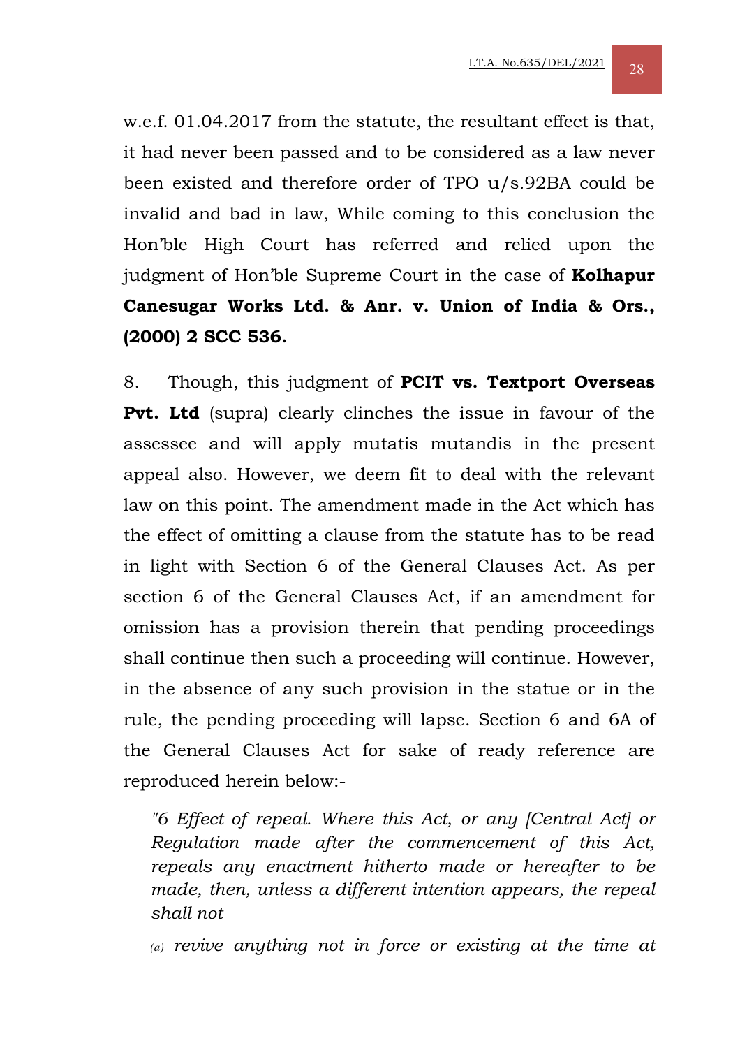w.e.f. 01.04.2017 from the statute, the resultant effect is that, it had never been passed and to be considered as a law never been existed and therefore order of TPO u/s.92BA could be invalid and bad in law, While coming to this conclusion the Hon'ble High Court has referred and relied upon the judgment of Hon'ble Supreme Court in the case of **Kolhapur Canesugar Works Ltd. & Anr. v. Union of India & Ors., (2000) 2 SCC 536.**

8. Though, this judgment of **PCIT vs. Textport Overseas Pvt. Ltd** (supra) clearly clinches the issue in favour of the assessee and will apply mutatis mutandis in the present appeal also. However, we deem fit to deal with the relevant law on this point. The amendment made in the Act which has the effect of omitting a clause from the statute has to be read in light with Section 6 of the General Clauses Act. As per section 6 of the General Clauses Act, if an amendment for omission has a provision therein that pending proceedings shall continue then such a proceeding will continue. However, in the absence of any such provision in the statue or in the rule, the pending proceeding will lapse. Section 6 and 6A of the General Clauses Act for sake of ready reference are reproduced herein below:-

> *"6 Effect of repeal. Where this Act, or any [Central Act] or Regulation made after the commencement of this Act, repeals any enactment hitherto made or hereafter to be made, then, unless a different intention appears, the repeal shall not*
>
> *(a) revive anything not in force or existing at the time at*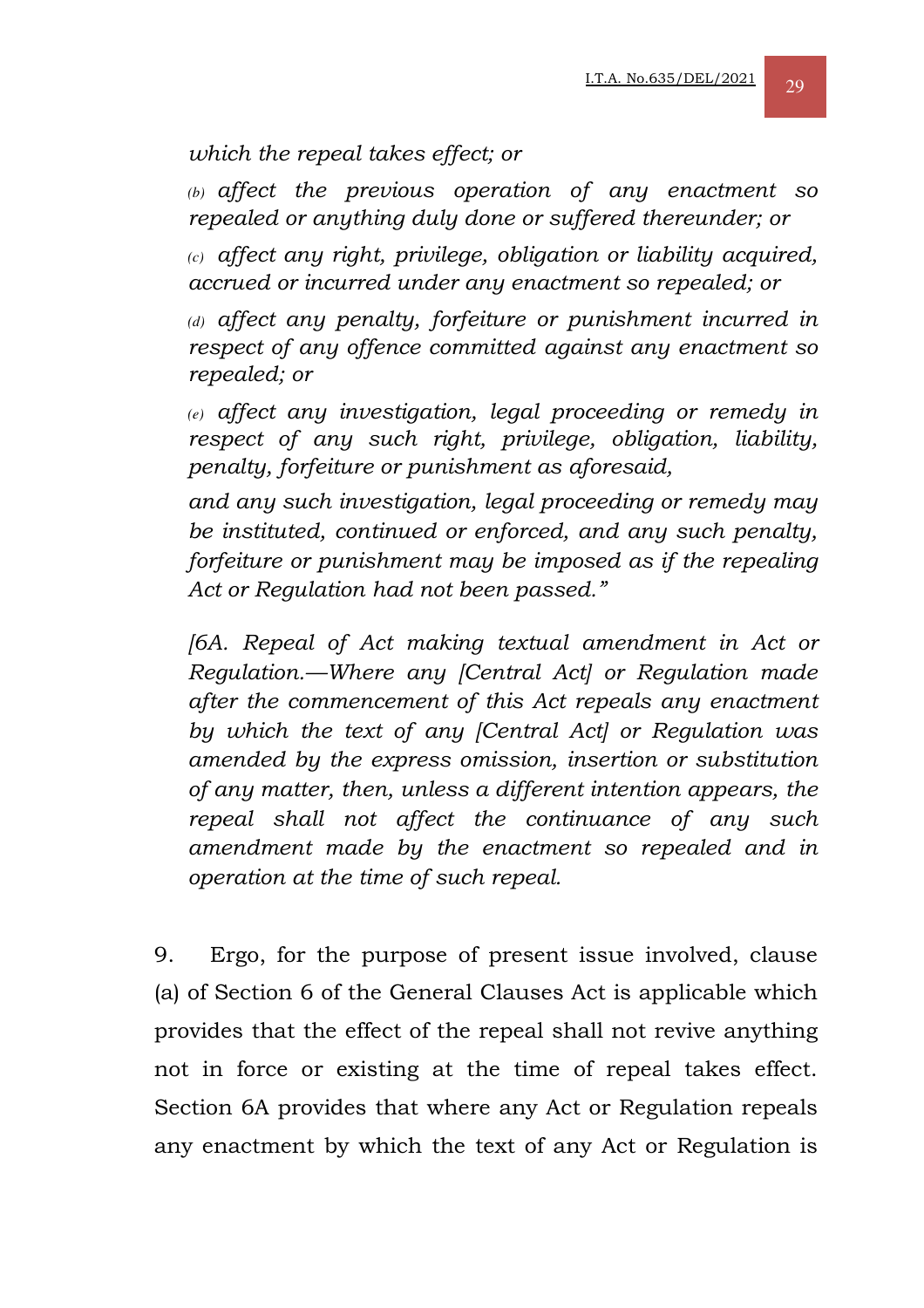*which the repeal takes effect; or*

*(b) affect the previous operation of any enactment so repealed or anything duly done or suffered thereunder; or*

*(c) affect any right, privilege, obligation or liability acquired, accrued or incurred under any enactment so repealed; or*

*(d) affect any penalty, forfeiture or punishment incurred in respect of any offence committed against any enactment so repealed; or*

*(e) affect any investigation, legal proceeding or remedy in respect of any such right, privilege, obligation, liability, penalty, forfeiture or punishment as aforesaid,*

*and any such investigation, legal proceeding or remedy may be instituted, continued or enforced, and any such penalty, forfeiture or punishment may be imposed as if the repealing Act or Regulation had not been passed."*

*[6A. Repeal of Act making textual amendment in Act or Regulation.—Where any [Central Act] or Regulation made after the commencement of this Act repeals any enactment by which the text of any [Central Act] or Regulation was amended by the express omission, insertion or substitution of any matter, then, unless a different intention appears, the repeal shall not affect the continuance of any such amendment made by the enactment so repealed and in operation at the time of such repeal.*

9. Ergo, for the purpose of present issue involved, clause (a) of Section 6 of the General Clauses Act is applicable which provides that the effect of the repeal shall not revive anything not in force or existing at the time of repeal takes effect. Section 6A provides that where any Act or Regulation repeals any enactment by which the text of any Act or Regulation is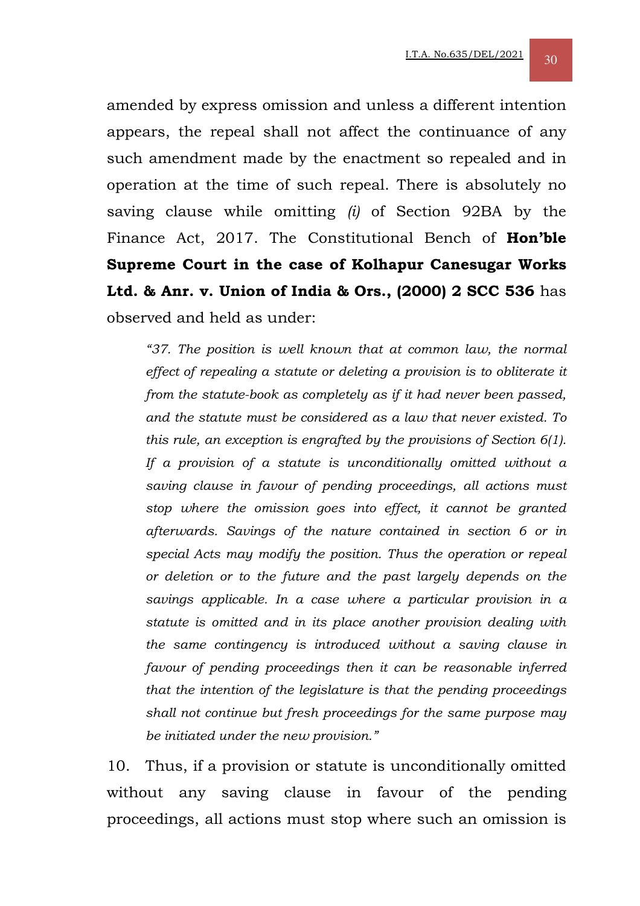amended by express omission and unless a different intention appears, the repeal shall not affect the continuance of any such amendment made by the enactment so repealed and in operation at the time of such repeal. There is absolutely no saving clause while omitting *(i)* of Section 92BA by the Finance Act, 2017. The Constitutional Bench of **Hon'ble Supreme Court in the case of Kolhapur Canesugar Works Ltd. & Anr. v. Union of India & Ors., (2000) 2 SCC 536** has observed and held as under:

> *"37. The position is well known that at common law, the normal effect of repealing a statute or deleting a provision is to obliterate it from the statute-book as completely as if it had never been passed, and the statute must be considered as a law that never existed. To this rule, an exception is engrafted by the provisions of Section 6(1). If a provision of a statute is unconditionally omitted without a saving clause in favour of pending proceedings, all actions must stop where the omission goes into effect, it cannot be granted afterwards. Savings of the nature contained in section 6 or in special Acts may modify the position. Thus the operation or repeal or deletion or to the future and the past largely depends on the savings applicable. In a case where a particular provision in a statute is omitted and in its place another provision dealing with the same contingency is introduced without a saving clause in favour of pending proceedings then it can be reasonable inferred that the intention of the legislature is that the pending proceedings shall not continue but fresh proceedings for the same purpose may be initiated under the new provision."*

10. Thus, if a provision or statute is unconditionally omitted without any saving clause in favour of the pending proceedings, all actions must stop where such an omission is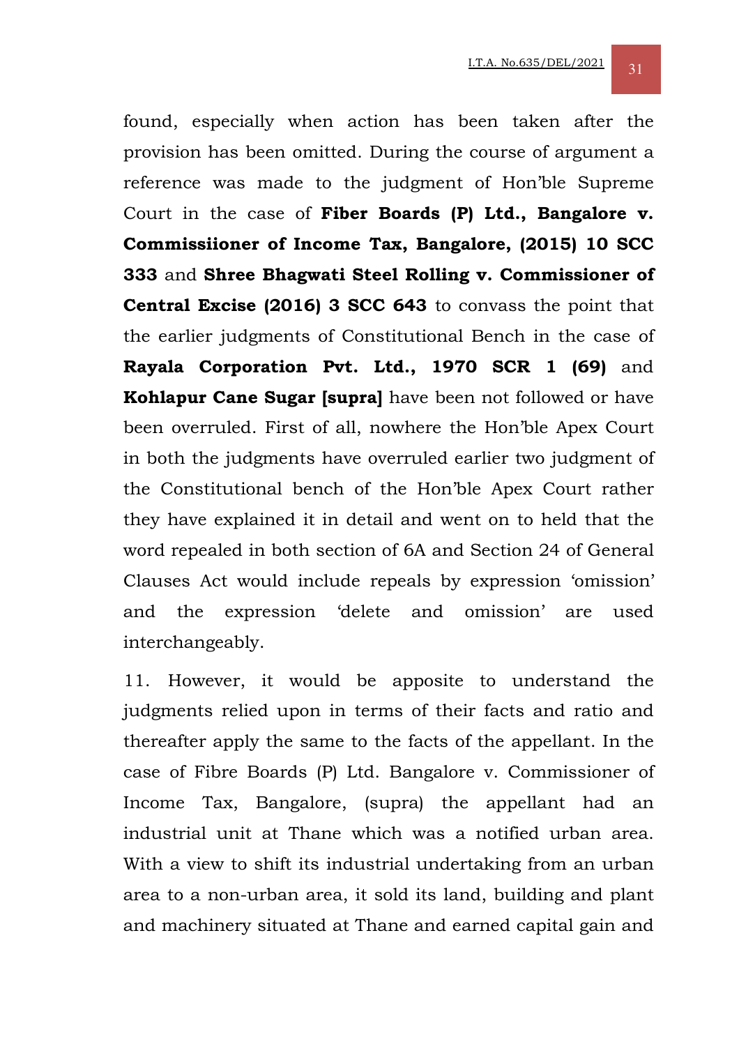found, especially when action has been taken after the provision has been omitted. During the course of argument a reference was made to the judgment of Hon'ble Supreme Court in the case of **Fiber Boards (P) Ltd., Bangalore v. Commissiioner of Income Tax, Bangalore, (2015) 10 SCC 333** and **Shree Bhagwati Steel Rolling v. Commissioner of Central Excise (2016) 3 SCC 643** to convass the point that the earlier judgments of Constitutional Bench in the case of **Rayala Corporation Pvt. Ltd., 1970 SCR 1 (69)** and **Kohlapur Cane Sugar [supra]** have been not followed or have been overruled. First of all, nowhere the Hon'ble Apex Court in both the judgments have overruled earlier two judgment of the Constitutional bench of the Hon'ble Apex Court rather they have explained it in detail and went on to held that the word repealed in both section of 6A and Section 24 of General Clauses Act would include repeals by expression 'omission' and the expression 'delete and omission' are used interchangeably.

11. However, it would be apposite to understand the judgments relied upon in terms of their facts and ratio and thereafter apply the same to the facts of the appellant. In the case of Fibre Boards (P) Ltd. Bangalore v. Commissioner of Income Tax, Bangalore, (supra) the appellant had an industrial unit at Thane which was a notified urban area. With a view to shift its industrial undertaking from an urban area to a non-urban area, it sold its land, building and plant and machinery situated at Thane and earned capital gain and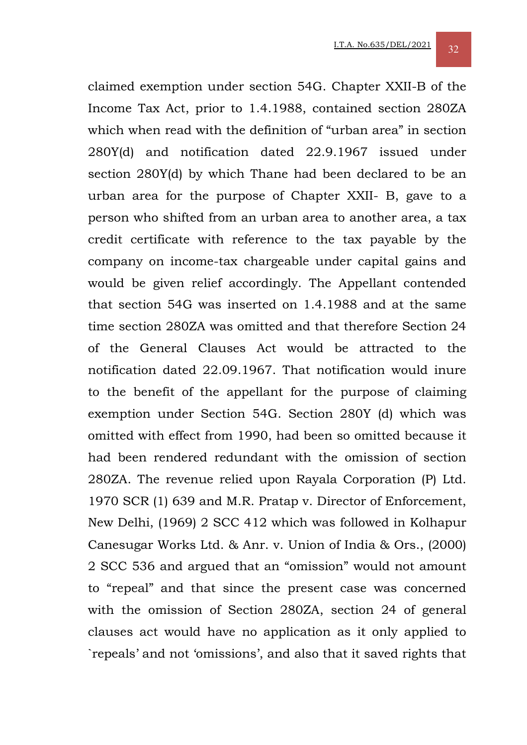claimed exemption under section 54G. Chapter XXII-B of the Income Tax Act, prior to 1.4.1988, contained section 280ZA which when read with the definition of "urban area" in section 280Y(d) and notification dated 22.9.1967 issued under section 280Y(d) by which Thane had been declared to be an urban area for the purpose of Chapter XXII- B, gave to a person who shifted from an urban area to another area, a tax credit certificate with reference to the tax payable by the company on income-tax chargeable under capital gains and would be given relief accordingly. The Appellant contended that section 54G was inserted on 1.4.1988 and at the same time section 280ZA was omitted and that therefore Section 24 of the General Clauses Act would be attracted to the notification dated 22.09.1967. That notification would inure to the benefit of the appellant for the purpose of claiming exemption under Section 54G. Section 280Y (d) which was omitted with effect from 1990, had been so omitted because it had been rendered redundant with the omission of section 280ZA. The revenue relied upon Rayala Corporation (P) Ltd. 1970 SCR (1) 639 and M.R. Pratap v. Director of Enforcement, New Delhi, (1969) 2 SCC 412 which was followed in Kolhapur Canesugar Works Ltd. & Anr. v. Union of India & Ors., (2000) 2 SCC 536 and argued that an "omission" would not amount to "repeal" and that since the present case was concerned with the omission of Section 280ZA, section 24 of general clauses act would have no application as it only applied to `repeals' and not 'omissions', and also that it saved rights that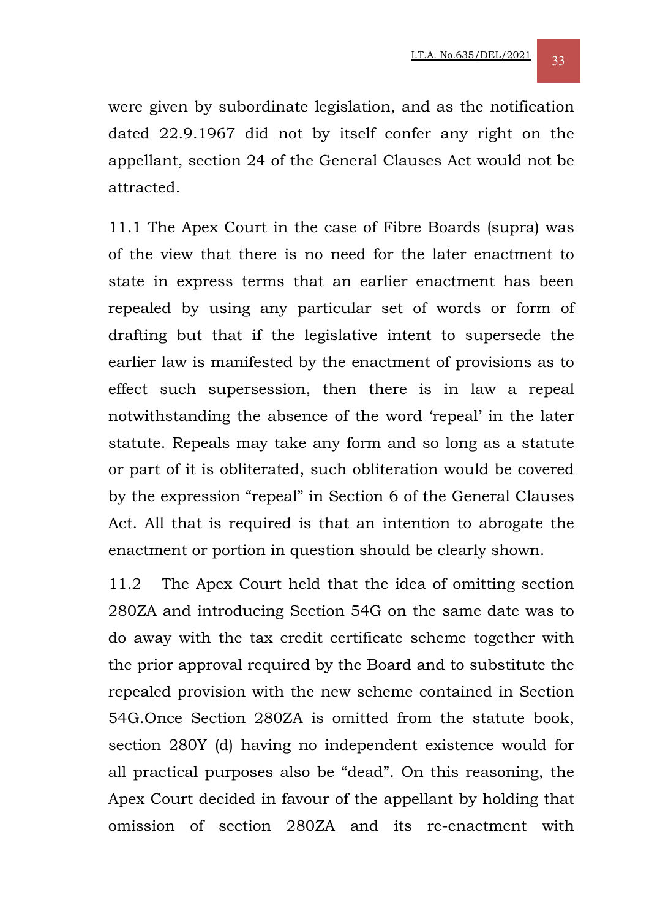were given by subordinate legislation, and as the notification dated 22.9.1967 did not by itself confer any right on the appellant, section 24 of the General Clauses Act would not be attracted.

11.1 The Apex Court in the case of Fibre Boards (supra) was of the view that there is no need for the later enactment to state in express terms that an earlier enactment has been repealed by using any particular set of words or form of drafting but that if the legislative intent to supersede the earlier law is manifested by the enactment of provisions as to effect such supersession, then there is in law a repeal notwithstanding the absence of the word 'repeal' in the later statute. Repeals may take any form and so long as a statute or part of it is obliterated, such obliteration would be covered by the expression "repeal" in Section 6 of the General Clauses Act. All that is required is that an intention to abrogate the enactment or portion in question should be clearly shown.

11.2 The Apex Court held that the idea of omitting section 280ZA and introducing Section 54G on the same date was to do away with the tax credit certificate scheme together with the prior approval required by the Board and to substitute the repealed provision with the new scheme contained in Section 54G.Once Section 280ZA is omitted from the statute book, section 280Y (d) having no independent existence would for all practical purposes also be "dead". On this reasoning, the Apex Court decided in favour of the appellant by holding that omission of section 280ZA and its re-enactment with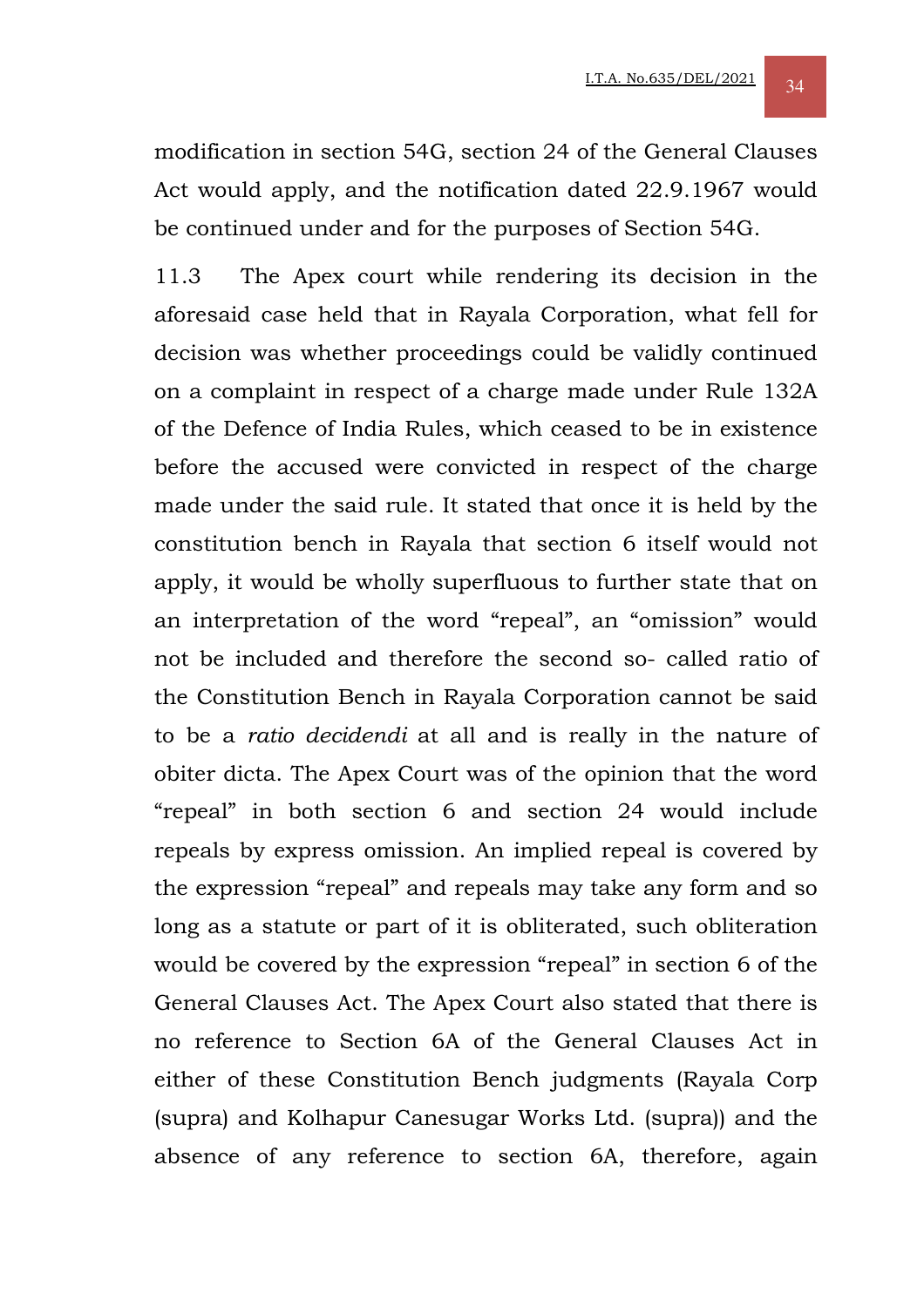modification in section 54G, section 24 of the General Clauses Act would apply, and the notification dated 22.9.1967 would be continued under and for the purposes of Section 54G.

11.3 The Apex court while rendering its decision in the aforesaid case held that in Rayala Corporation, what fell for decision was whether proceedings could be validly continued on a complaint in respect of a charge made under Rule 132A of the Defence of India Rules, which ceased to be in existence before the accused were convicted in respect of the charge made under the said rule. It stated that once it is held by the constitution bench in Rayala that section 6 itself would not apply, it would be wholly superfluous to further state that on an interpretation of the word "repeal", an "omission" would not be included and therefore the second so- called ratio of the Constitution Bench in Rayala Corporation cannot be said to be a *ratio decidendi* at all and is really in the nature of obiter dicta. The Apex Court was of the opinion that the word "repeal" in both section 6 and section 24 would include repeals by express omission. An implied repeal is covered by the expression "repeal" and repeals may take any form and so long as a statute or part of it is obliterated, such obliteration would be covered by the expression "repeal" in section 6 of the General Clauses Act. The Apex Court also stated that there is no reference to Section 6A of the General Clauses Act in either of these Constitution Bench judgments (Rayala Corp (supra) and Kolhapur Canesugar Works Ltd. (supra)) and the absence of any reference to section 6A, therefore, again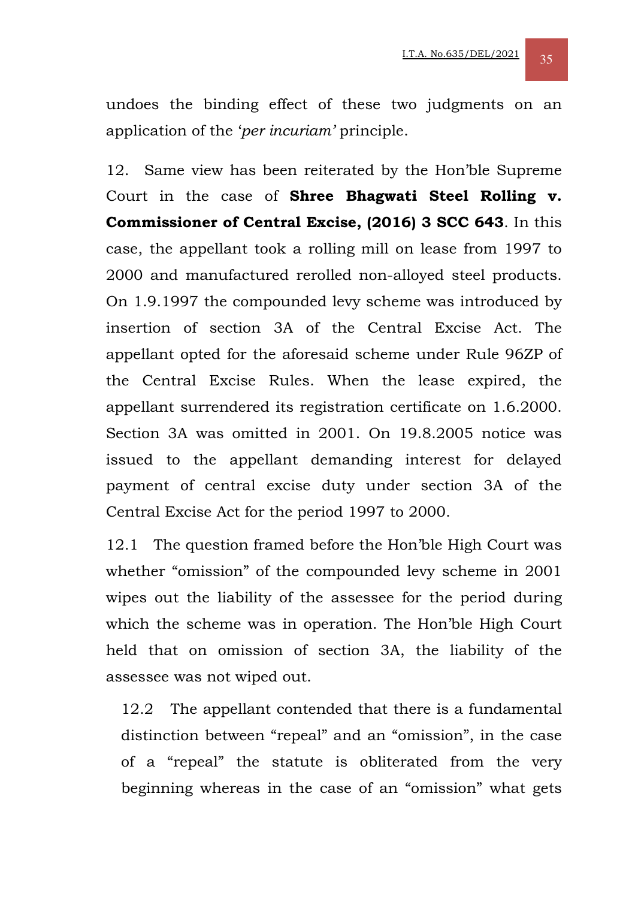undoes the binding effect of these two judgments on an application of the '*per incuriam'* principle.

12. Same view has been reiterated by the Hon'ble Supreme Court in the case of **Shree Bhagwati Steel Rolling v. Commissioner of Central Excise, (2016) 3 SCC 643**. In this case, the appellant took a rolling mill on lease from 1997 to 2000 and manufactured rerolled non-alloyed steel products. On 1.9.1997 the compounded levy scheme was introduced by insertion of section 3A of the Central Excise Act. The appellant opted for the aforesaid scheme under Rule 96ZP of the Central Excise Rules. When the lease expired, the appellant surrendered its registration certificate on 1.6.2000. Section 3A was omitted in 2001. On 19.8.2005 notice was issued to the appellant demanding interest for delayed payment of central excise duty under section 3A of the Central Excise Act for the period 1997 to 2000.

12.1 The question framed before the Hon'ble High Court was whether "omission" of the compounded levy scheme in 2001 wipes out the liability of the assessee for the period during which the scheme was in operation. The Hon'ble High Court held that on omission of section 3A, the liability of the assessee was not wiped out.

12.2 The appellant contended that there is a fundamental distinction between "repeal" and an "omission", in the case of a "repeal" the statute is obliterated from the very beginning whereas in the case of an "omission" what gets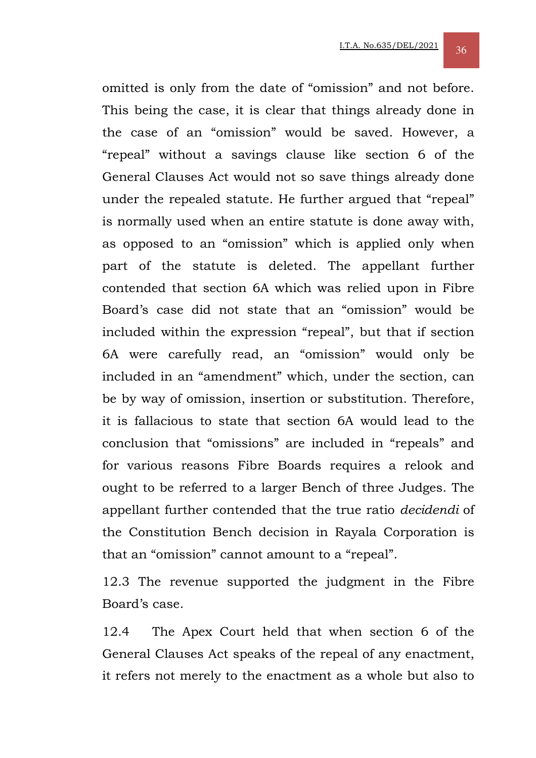omitted is only from the date of "omission" and not before. This being the case, it is clear that things already done in the case of an "omission" would be saved. However, a "repeal" without a savings clause like section 6 of the General Clauses Act would not so save things already done under the repealed statute. He further argued that "repeal" is normally used when an entire statute is done away with, as opposed to an "omission" which is applied only when part of the statute is deleted. The appellant further contended that section 6A which was relied upon in Fibre Board's case did not state that an "omission" would be included within the expression "repeal", but that if section 6A were carefully read, an "omission" would only be included in an "amendment" which, under the section, can be by way of omission, insertion or substitution. Therefore, it is fallacious to state that section 6A would lead to the conclusion that "omissions" are included in "repeals" and for various reasons Fibre Boards requires a relook and ought to be referred to a larger Bench of three Judges. The appellant further contended that the true ratio *decidendi* of the Constitution Bench decision in Rayala Corporation is that an "omission" cannot amount to a "repeal".

12.3 The revenue supported the judgment in the Fibre Board's case.

12.4 The Apex Court held that when section 6 of the General Clauses Act speaks of the repeal of any enactment, it refers not merely to the enactment as a whole but also to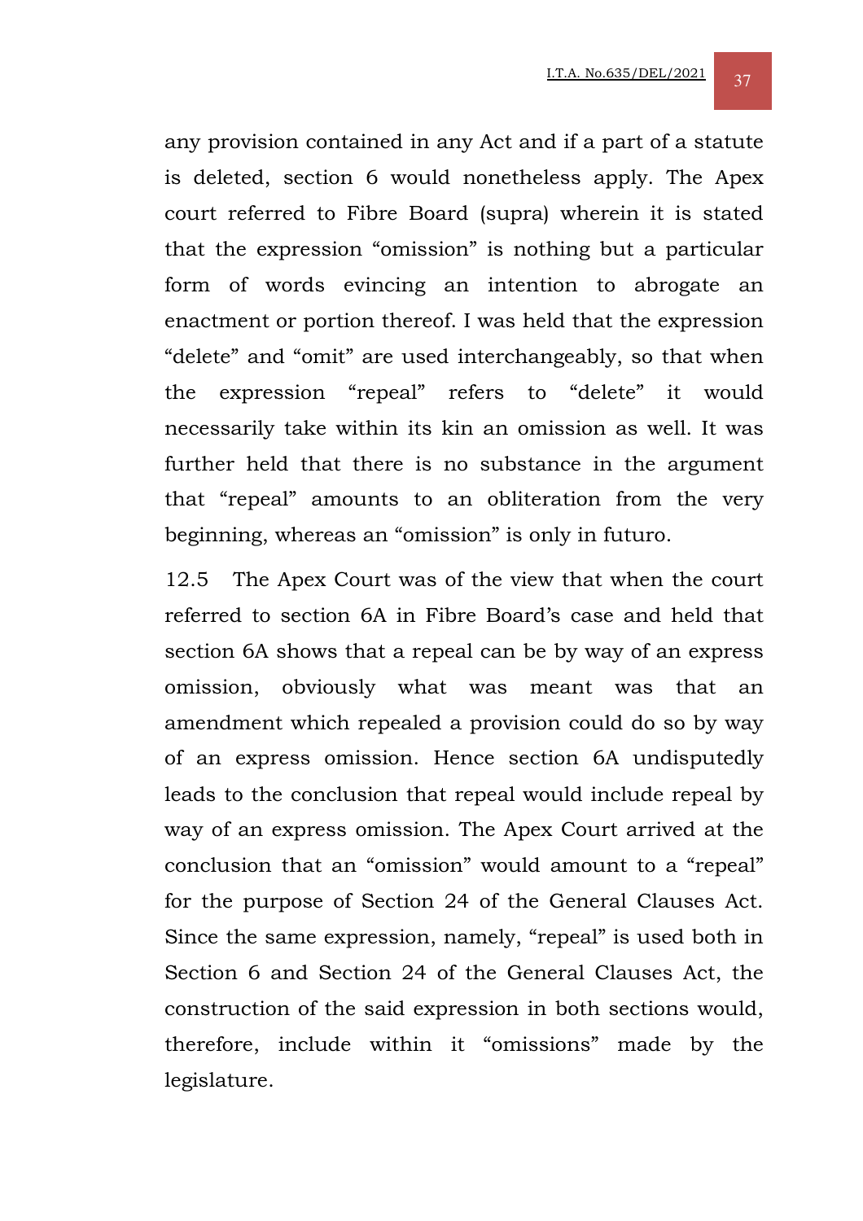any provision contained in any Act and if a part of a statute is deleted, section 6 would nonetheless apply. The Apex court referred to Fibre Board (supra) wherein it is stated that the expression "omission" is nothing but a particular form of words evincing an intention to abrogate an enactment or portion thereof. I was held that the expression "delete" and "omit" are used interchangeably, so that when the expression "repeal" refers to "delete" it would necessarily take within its kin an omission as well. It was further held that there is no substance in the argument that "repeal" amounts to an obliteration from the very beginning, whereas an "omission" is only in futuro.

12.5 The Apex Court was of the view that when the court referred to section 6A in Fibre Board's case and held that section 6A shows that a repeal can be by way of an express omission, obviously what was meant was that an amendment which repealed a provision could do so by way of an express omission. Hence section 6A undisputedly leads to the conclusion that repeal would include repeal by way of an express omission. The Apex Court arrived at the conclusion that an "omission" would amount to a "repeal" for the purpose of Section 24 of the General Clauses Act. Since the same expression, namely, "repeal" is used both in Section 6 and Section 24 of the General Clauses Act, the construction of the said expression in both sections would, therefore, include within it "omissions" made by the legislature.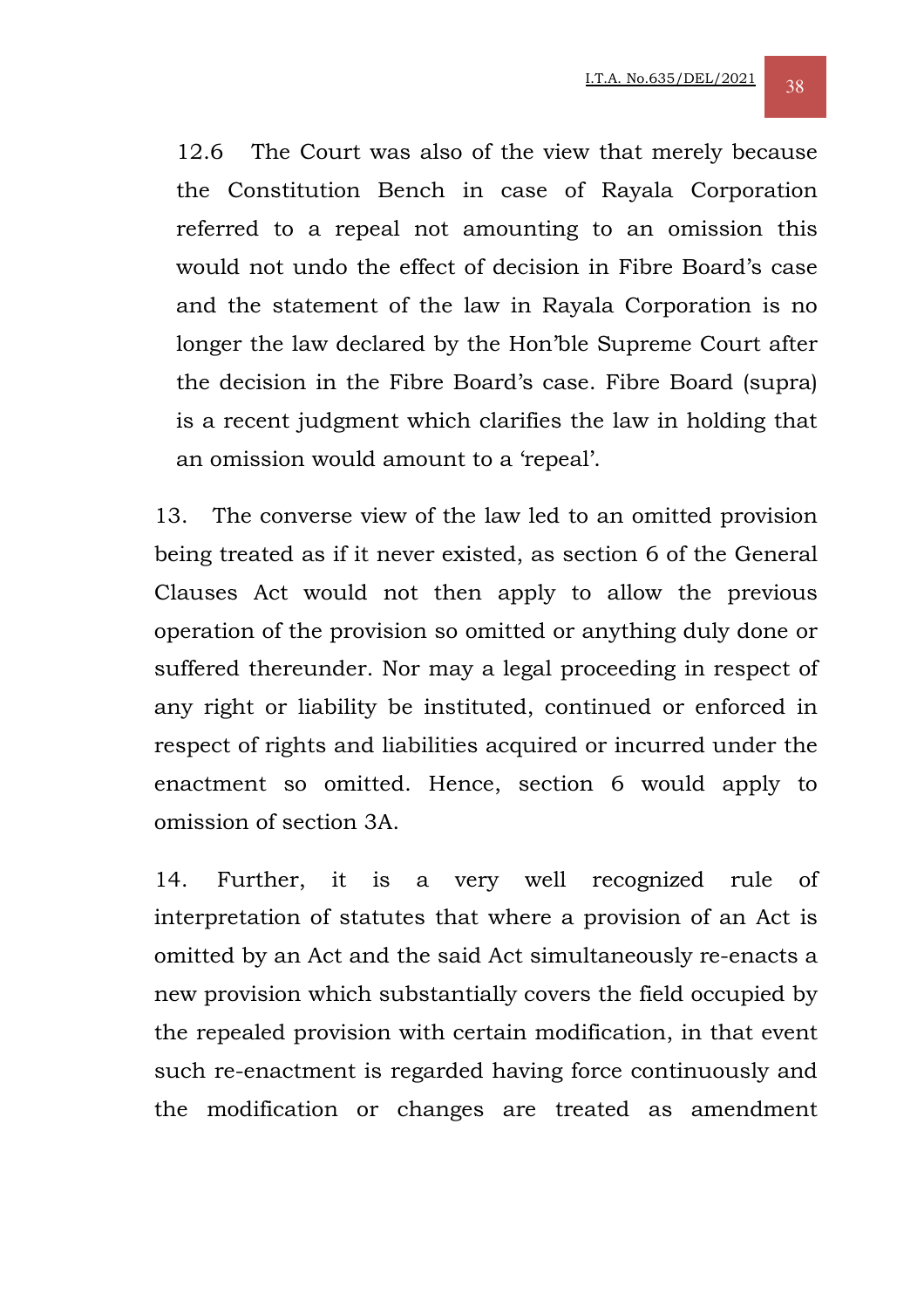12.6 The Court was also of the view that merely because the Constitution Bench in case of Rayala Corporation referred to a repeal not amounting to an omission this would not undo the effect of decision in Fibre Board's case and the statement of the law in Rayala Corporation is no longer the law declared by the Hon'ble Supreme Court after the decision in the Fibre Board's case. Fibre Board (supra) is a recent judgment which clarifies the law in holding that an omission would amount to a 'repeal'.

13. The converse view of the law led to an omitted provision being treated as if it never existed, as section 6 of the General Clauses Act would not then apply to allow the previous operation of the provision so omitted or anything duly done or suffered thereunder. Nor may a legal proceeding in respect of any right or liability be instituted, continued or enforced in respect of rights and liabilities acquired or incurred under the enactment so omitted. Hence, section 6 would apply to omission of section 3A.

14. Further, it is a very well recognized rule of interpretation of statutes that where a provision of an Act is omitted by an Act and the said Act simultaneously re-enacts a new provision which substantially covers the field occupied by the repealed provision with certain modification, in that event such re-enactment is regarded having force continuously and the modification or changes are treated as amendment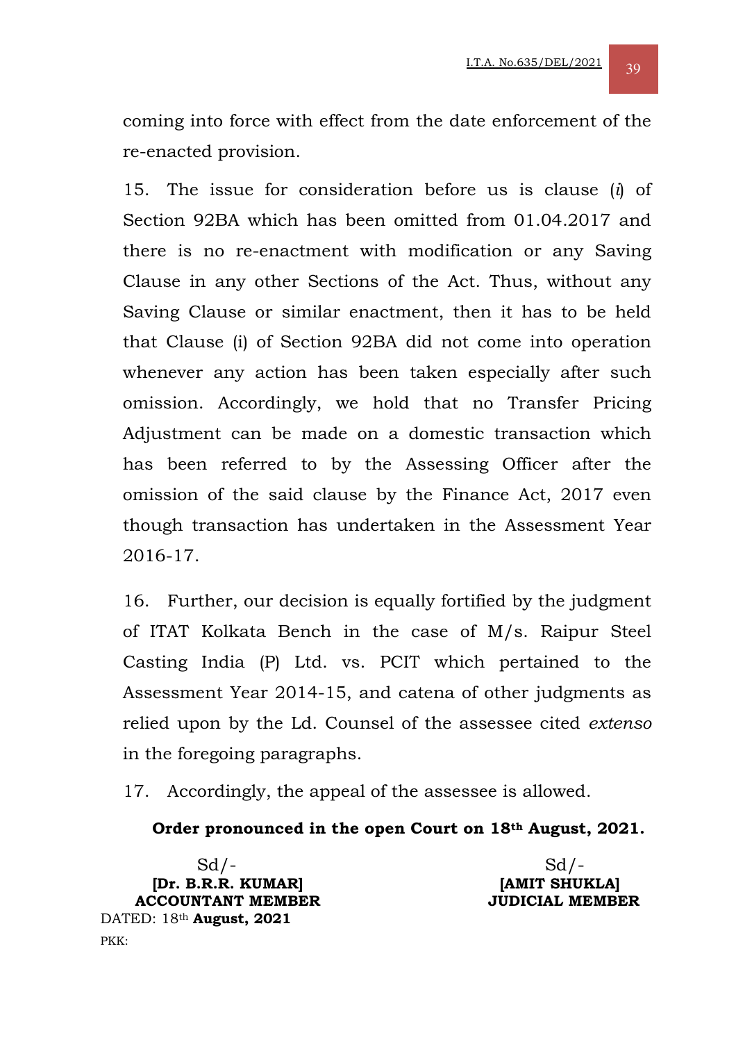coming into force with effect from the date enforcement of the re-enacted provision.

15. The issue for consideration before us is clause (*i*) of Section 92BA which has been omitted from 01.04.2017 and there is no re-enactment with modification or any Saving Clause in any other Sections of the Act. Thus, without any Saving Clause or similar enactment, then it has to be held that Clause (i) of Section 92BA did not come into operation whenever any action has been taken especially after such omission. Accordingly, we hold that no Transfer Pricing Adjustment can be made on a domestic transaction which has been referred to by the Assessing Officer after the omission of the said clause by the Finance Act, 2017 even though transaction has undertaken in the Assessment Year 2016-17.

16. Further, our decision is equally fortified by the judgment of ITAT Kolkata Bench in the case of M/s. Raipur Steel Casting India (P) Ltd. vs. PCIT which pertained to the Assessment Year 2014-15, and catena of other judgments as relied upon by the Ld. Counsel of the assessee cited *extenso* in the foregoing paragraphs.

17. Accordingly, the appeal of the assessee is allowed.

**Order pronounced in the open Court on 18th August, 2021.**

| | |
|---|---|
| Sd/- | Sd/- |
| **[Dr. B.R.R. KUMAR]** | **[AMIT SHUKLA]** |
| **ACCOUNTANT MEMBER** | **JUDICIAL MEMBER** |

DATED: 18th **August, 2021**

PKK: